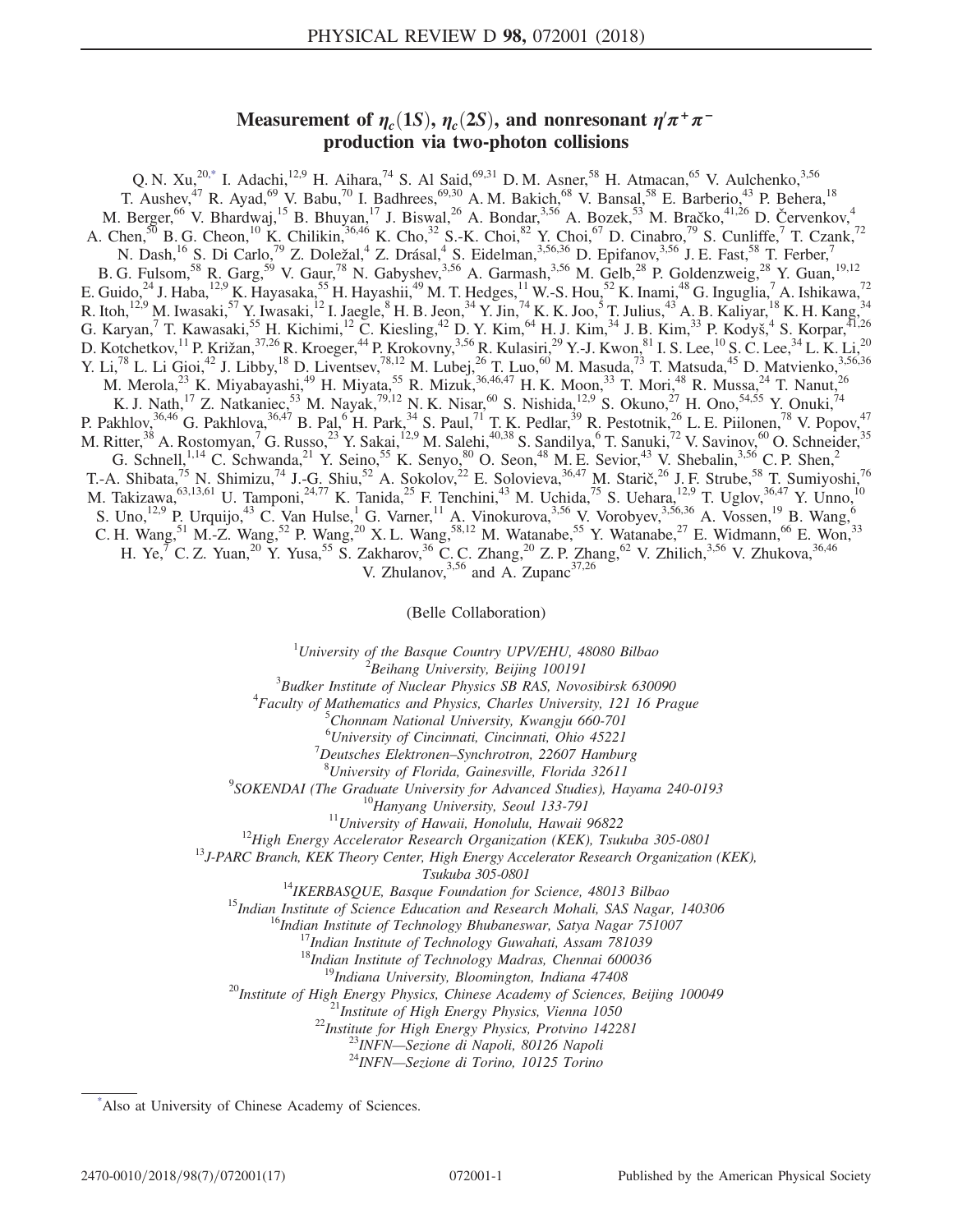# Measurement of $\eta_c(1S)$, $\eta_c(2S)$, and nonresonant $\eta'\pi^+\pi^-$ production via two-photon collisions

Q. N. Xu,[20,*] I. Adachi,[12,9] H. Aihara,[74] S. Al Said,[69,31] D. M. Asner,[58] H. Atmacan,[65] V. Aulchenko,[3,56] T. Aushev,[47] R. Ayad,[69] V. Babu,[70] I. Badhrees,[69,30] A. M. Bakich,[68] V. Bansal,[58] E. Barberio,[43] P. Behera,[18] M. Berger,[66] V. Bhardwaj,[15] B. Bhuyan,[17] J. Biswal,[26] A. Bondar,[3,56] A. Bozek,[53] M. Bračko,[41,26] D. Červenkov,[4] A. Chen,[50] B. G. Cheon,[10] K. Chilikin,[36,46] K. Cho,[32] S.-K. Choi,[82] Y. Choi,[67] D. Cinabro,[79] S. Cunliffe,[7] T. Czank,[72] N. Dash,[16] S. Di Carlo,[79] Z. Doležal,[4] Z. Drásal,[4] S. Eidelman,[3,56,36] D. Epifanov,[3,56] J. E. Fast,[58] T. Ferber,[7] B. G. Fulsom,[58] R. Garg,[59] V. Gaur,[78] N. Gabyshev,[3,56] A. Garmash,[3,56] M. Gelb,[28] P. Goldenzweig,[28] Y. Guan,[19,12] E. Guido,[24] J. Haba,[12,9] K. Hayasaka,[55] H. Hayashii,[49] M. T. Hedges,[11] W.-S. Hou,[52] K. Inami,[48] G. Inguglia,[7] A. Ishikawa,[72] R. Itoh,[12,9] M. Iwasaki,[57] Y. Iwasaki,[12] I. Jaegle,[8] H. B. Jeon,[34] Y. Jin,[74] K. K. Joo,[5] T. Julius,[43] A. B. Kaliyar,[18] K. H. Kang,[34] G. Karyan,[7] T. Kawasaki,[55] H. Kichimi,[12] C. Kiesling,[42] D. Y. Kim,[64] H. J. Kim,[34] J. B. Kim,[33] P. Kodyš,[4] S. Korpar,[41,26] D. Kotchetkov,[11] P. Križan,[37,26] R. Kroeger,[44] P. Krokovny,[3,56] R. Kulasiri,[29] Y.-J. Kwon,[81] I. S. Lee,[10] S. C. Lee,[34] L. K. Li,[20] Y. Li,[78] L. Li Gioi,[42] J. Libby,[18] D. Liventsev,[78,12] M. Lubej,[26] T. Luo,[60] M. Masuda,[73] T. Matsuda,[45] D. Matvienko,[3,56,36] M. Merola,[23] K. Miyabayashi,[49] H. Miyata,[55] R. Mizuk,[36,46,47] H. K. Moon,[33] T. Mori,[48] R. Mussa,[24] T. Nanut,[26] K. J. Nath,[17] Z. Natkaniec,[53] M. Nayak,[79,12] N. K. Nisar,[60] S. Nishida,[12,9] S. Okuno,[27] H. Ono,[54,55] Y. Onuki,[74] P. Pakhlov,[36,46] G. Pakhlova,[36,47] B. Pal,[6] H. Park,[34] S. Paul,[71] T. K. Pedlar,[39] R. Pestotnik,[26] L. E. Piilonen,[78] V. Popov,[47] M. Ritter,[38] A. Rostomyan,[7] G. Russo,[23] Y. Sakai,[12,9] M. Salehi,[40,38] S. Sandilya,[6] T. Sanuki,[72] V. Savinov,[60] O. Schneider,[35] G. Schnell,[1,14] C. Schwanda,[21] Y. Seino,[55] K. Senyo,[80] O. Seon,[48] M. E. Sevior,[43] V. Shebalin,[3,56] C. P. Shen,[2] T.-A. Shibata,[75] N. Shimizu,[74] J.-G. Shiu,[52] A. Sokolov,[22] E. Solovieva,[36,47] M. Starič,[26] J. F. Strube,[58] T. Sumiyoshi,[76] M. Takizawa,[63,13,61] U. Tamponi,[24,77] K. Tanida,[25] F. Tenchini,[43] M. Uchida,[75] S. Uehara,[12,9] T. Uglov,[36,47] Y. Unno,[10] S. Uno,[12,9] P. Urquijo,[43] C. Van Hulse,[1] G. Varner,[11] A. Vinokurova,[3,56] V. Vorobyev,[3,56,36] A. Vossen,[19] B. Wang,[6] C. H. Wang,[51] M.-Z. Wang,[52] P. Wang,[20] X. L. Wang,[58,12] M. Watanabe,[55] Y. Watanabe,[27] E. Widmann,[66] E. Won,[33] H. Ye,[7] C. Z. Yuan,[20] Y. Yusa,[55] S. Zakharov,[36] C. C. Zhang,[20] Z. P. Zhang,[62] V. Zhilich,[3,56] V. Zhukova,[36,46] V. Zhulanov,[3,56] and A. Zupanc[37,26]

(Belle Collaboration)

[1] *University of the Basque Country UPV/EHU, 48080 Bilbao*
[2] *Beihang University, Beijing 100191*
[3] *Budker Institute of Nuclear Physics SB RAS, Novosibirsk 630090*
[4] *Faculty of Mathematics and Physics, Charles University, 121 16 Prague*
[5] *Chonnam National University, Kwangju 660-701*
[6] *University of Cincinnati, Cincinnati, Ohio 45221*
[7] *Deutsches Elektronen–Synchrotron, 22607 Hamburg*
[8] *University of Florida, Gainesville, Florida 32611*
[9] *SOKENDAI (The Graduate University for Advanced Studies), Hayama 240-0193*
[10] *Hanyang University, Seoul 133-791*
[11] *University of Hawaii, Honolulu, Hawaii 96822*
[12] *High Energy Accelerator Research Organization (KEK), Tsukuba 305-0801*
[13] *J-PARC Branch, KEK Theory Center, High Energy Accelerator Research Organization (KEK), Tsukuba 305-0801*
[14] *IKERBASQUE, Basque Foundation for Science, 48013 Bilbao*
[15] *Indian Institute of Science Education and Research Mohali, SAS Nagar, 140306*
[16] *Indian Institute of Technology Bhubaneswar, Satya Nagar 751007*
[17] *Indian Institute of Technology Guwahati, Assam 781039*
[18] *Indian Institute of Technology Madras, Chennai 600036*
[19] *Indiana University, Bloomington, Indiana 47408*
[20] *Institute of High Energy Physics, Chinese Academy of Sciences, Beijing 100049*
[21] *Institute of High Energy Physics, Vienna 1050*
[22] *Institute for High Energy Physics, Protvino 142281*
[23] *INFN—Sezione di Napoli, 80126 Napoli*
[24] *INFN—Sezione di Torino, 10125 Torino*

*Also at University of Chinese Academy of Sciences.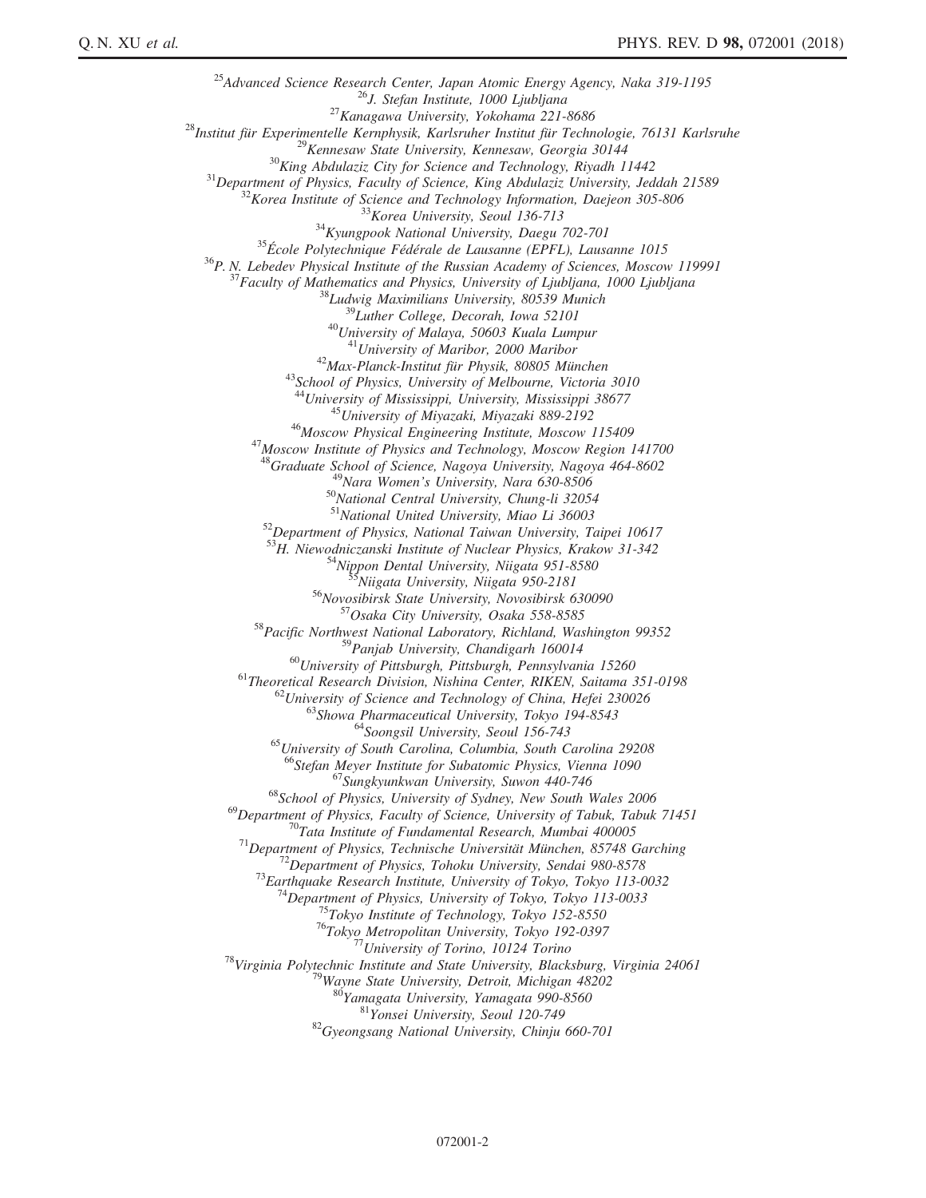[25]Advanced Science Research Center, Japan Atomic Energy Agency, Naka 319-1195
[26]J. Stefan Institute, 1000 Ljubljana
[27]Kanagawa University, Yokohama 221-8686
[28]Institut für Experimentelle Kernphysik, Karlsruher Institut für Technologie, 76131 Karlsruhe
[29]Kennesaw State University, Kennesaw, Georgia 30144
[30]King Abdulaziz City for Science and Technology, Riyadh 11442
[31]Department of Physics, Faculty of Science, King Abdulaziz University, Jeddah 21589
[32]Korea Institute of Science and Technology Information, Daejeon 305-806
[33]Korea University, Seoul 136-713
[34]Kyungpook National University, Daegu 702-701
[35]École Polytechnique Fédérale de Lausanne (EPFL), Lausanne 1015
[36]P. N. Lebedev Physical Institute of the Russian Academy of Sciences, Moscow 119991
[37]Faculty of Mathematics and Physics, University of Ljubljana, 1000 Ljubljana
[38]Ludwig Maximilians University, 80539 Munich
[39]Luther College, Decorah, Iowa 52101
[40]University of Malaya, 50603 Kuala Lumpur
[41]University of Maribor, 2000 Maribor
[42]Max-Planck-Institut für Physik, 80805 München
[43]School of Physics, University of Melbourne, Victoria 3010
[44]University of Mississippi, University, Mississippi 38677
[45]University of Miyazaki, Miyazaki 889-2192
[46]Moscow Physical Engineering Institute, Moscow 115409
[47]Moscow Institute of Physics and Technology, Moscow Region 141700
[48]Graduate School of Science, Nagoya University, Nagoya 464-8602
[49]Nara Women's University, Nara 630-8506
[50]National Central University, Chung-li 32054
[51]National United University, Miao Li 36003
[52]Department of Physics, National Taiwan University, Taipei 10617
[53]H. Niewodniczanski Institute of Nuclear Physics, Krakow 31-342
[54]Nippon Dental University, Niigata 951-8580
[55]Niigata University, Niigata 950-2181
[56]Novosibirsk State University, Novosibirsk 630090
[57]Osaka City University, Osaka 558-8585
[58]Pacific Northwest National Laboratory, Richland, Washington 99352
[59]Panjab University, Chandigarh 160014
[60]University of Pittsburgh, Pittsburgh, Pennsylvania 15260
[61]Theoretical Research Division, Nishina Center, RIKEN, Saitama 351-0198
[62]University of Science and Technology of China, Hefei 230026
[63]Showa Pharmaceutical University, Tokyo 194-8543
[64]Soongsil University, Seoul 156-743
[65]University of South Carolina, Columbia, South Carolina 29208
[66]Stefan Meyer Institute for Subatomic Physics, Vienna 1090
[67]Sungkyunkwan University, Suwon 440-746
[68]School of Physics, University of Sydney, New South Wales 2006
[69]Department of Physics, Faculty of Science, University of Tabuk, Tabuk 71451
[70]Tata Institute of Fundamental Research, Mumbai 400005
[71]Department of Physics, Technische Universität München, 85748 Garching
[72]Department of Physics, Tohoku University, Sendai 980-8578
[73]Earthquake Research Institute, University of Tokyo, Tokyo 113-0032
[74]Department of Physics, University of Tokyo, Tokyo 113-0033
[75]Tokyo Institute of Technology, Tokyo 152-8550
[76]Tokyo Metropolitan University, Tokyo 192-0397
[77]University of Torino, 10124 Torino
[78]Virginia Polytechnic Institute and State University, Blacksburg, Virginia 24061
[79]Wayne State University, Detroit, Michigan 48202
[80]Yamagata University, Yamagata 990-8560
[81]Yonsei University, Seoul 120-749
[82]Gyeongsang National University, Chinju 660-701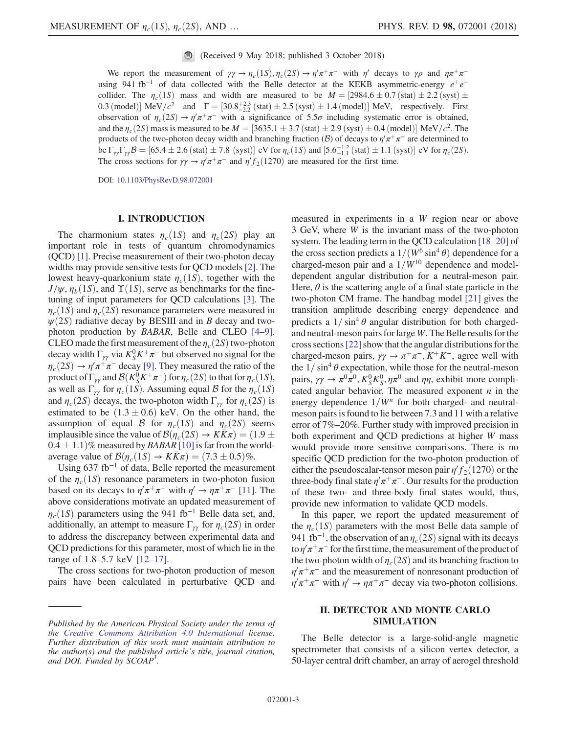(Received 9 May 2018; published 3 October 2018)

We report the measurement of $\gamma\gamma \to \eta_c(1S), \eta_c(2S) \to \eta'\pi^+\pi^-$ with $\eta'$ decays to $\gamma\rho$ and $\eta\pi^+\pi^-$ using 941 $\text{fb}^{-1}$ of data collected with the Belle detector at the KEKB asymmetric-energy $e^+e^-$ collider. The $\eta_c(1S)$ mass and width are measured to be $M = [2984.6 \pm 0.7\,(\text{stat}) \pm 2.2\,(\text{syst}) \pm 0.3\,(\text{model})]\ \text{MeV}/c^2$ and $\Gamma = [30.8^{+2.3}_{-2.2}\,(\text{stat}) \pm 2.5\,(\text{syst}) \pm 1.4\,(\text{model})]$ MeV, respectively. First observation of $\eta_c(2S) \to \eta'\pi^+\pi^-$ with a significance of 5.5$\sigma$ including systematic error is obtained, and the $\eta_c(2S)$ mass is measured to be $M = [3635.1 \pm 3.7\,(\text{stat}) \pm 2.9\,(\text{syst}) \pm 0.4\,(\text{model})]\ \text{MeV}/c^2$. The products of the two-photon decay width and branching fraction ($\mathcal{B}$) of decays to $\eta'\pi^+\pi^-$ are determined to be $\Gamma_{\gamma\gamma}\Gamma_{\gamma\gamma}\mathcal{B} = [65.4 \pm 2.6\,(\text{stat}) \pm 7.8\,(\text{syst})]$ eV for $\eta_c(1S)$ and $[5.6^{+1.2}_{-1.1}\,(\text{stat}) \pm 1.1\,(\text{syst})]$ eV for $\eta_c(2S)$. The cross sections for $\gamma\gamma \to \eta'\pi^+\pi^-$ and $\eta' f_2(1270)$ are measured for the first time.

DOI: 10.1103/PhysRevD.98.072001

## I. INTRODUCTION

The charmonium states $\eta_c(1S)$ and $\eta_c(2S)$ play an important role in tests of quantum chromodynamics (QCD) [1]. Precise measurement of their two-photon decay widths may provide sensitive tests for QCD models [2]. The lowest heavy-quarkonium state $\eta_c(1S)$, together with the $J/\psi$, $\eta_b(1S)$, and $\Upsilon(1S)$, serve as benchmarks for the fine-tuning of input parameters for QCD calculations [3]. The $\eta_c(1S)$ and $\eta_c(2S)$ resonance parameters were measured in $\psi(2S)$ radiative decay by BESIII and in $B$ decay and two-photon production by *BABAR*, Belle and CLEO [4–9]. CLEO made the first measurement of the $\eta_c(2S)$ two-photon decay width $\Gamma_{\gamma\gamma}$ via $K_S^0K^+\pi^-$ but observed no signal for the $\eta_c(2S) \to \eta'\pi^+\pi^-$ decay [9]. They measured the ratio of the product of $\Gamma_{\gamma\gamma}$ and $\mathcal{B}(K_S^0K^+\pi^-)$ for $\eta_c(2S)$ to that for $\eta_c(1S)$, as well as $\Gamma_{\gamma\gamma}$ for $\eta_c(1S)$. Assuming equal $\mathcal{B}$ for the $\eta_c(1S)$ and $\eta_c(2S)$ decays, the two-photon width $\Gamma_{\gamma\gamma}$ for $\eta_c(2S)$ is estimated to be $(1.3 \pm 0.6)$ keV. On the other hand, the assumption of equal $\mathcal{B}$ for $\eta_c(1S)$ and $\eta_c(2S)$ seems implausible since the value of $\mathcal{B}(\eta_c(2S) \to K\bar{K}\pi) = (1.9 \pm 0.4 \pm 1.1)\%$ measured by *BABAR* [10] is far from the world-average value of $\mathcal{B}(\eta_c(1S) \to K\bar{K}\pi) = (7.3 \pm 0.5)\%$.

Using 637 $\text{fb}^{-1}$ of data, Belle reported the measurement of the $\eta_c(1S)$ resonance parameters in two-photon fusion based on its decays to $\eta'\pi^+\pi^-$ with $\eta' \to \eta\pi^+\pi^-$ [11]. The above considerations motivate an updated measurement of $\eta_c(1S)$ parameters using the 941 $\text{fb}^{-1}$ Belle data set, and, additionally, an attempt to measure $\Gamma_{\gamma\gamma}$ for $\eta_c(2S)$ in order to address the discrepancy between experimental data and QCD predictions for this parameter, most of which lie in the range of 1.8–5.7 keV [12–17].

The cross sections for two-photon production of meson pairs have been calculated in perturbative QCD and measured in experiments in a $W$ region near or above 3 GeV, where $W$ is the invariant mass of the two-photon system. The leading term in the QCD calculation [18–20] of the cross section predicts a $1/(W^6 \sin^4\theta)$ dependence for a charged-meson pair and a $1/W^{10}$ dependence and model-dependent angular distribution for a neutral-meson pair. Here, $\theta$ is the scattering angle of a final-state particle in the two-photon CM frame. The handbag model [21] gives the transition amplitude describing energy dependence and predicts a $1/\sin^4\theta$ angular distribution for both charged- and neutral-meson pairs for large $W$. The Belle results for the cross sections [22] show that the angular distributions for the charged-meson pairs, $\gamma\gamma \to \pi^+\pi^-, K^+K^-$, agree well with the $1/\sin^4\theta$ expectation, while those for the neutral-meson pairs, $\gamma\gamma \to \pi^0\pi^0, K_S^0K_S^0, \eta\pi^0$ and $\eta\eta$, exhibit more complicated angular behavior. The measured exponent $n$ in the energy dependence $1/W^n$ for both charged- and neutral-meson pairs is found to lie between 7.3 and 11 with a relative error of 7%–20%. Further study with improved precision in both experiment and QCD predictions at higher $W$ mass would provide more sensitive comparisons. There is no specific QCD prediction for the two-photon production of either the pseudoscalar-tensor meson pair $\eta' f_2(1270)$ or the three-body final state $\eta'\pi^+\pi^-$. Our results for the production of these two- and three-body final states would, thus, provide new information to validate QCD models.

In this paper, we report the updated measurement of the $\eta_c(1S)$ parameters with the most Belle data sample of 941 $\text{fb}^{-1}$, the observation of an $\eta_c(2S)$ signal with its decays to $\eta'\pi^+\pi^-$ for the first time, the measurement of the product of the two-photon width of $\eta_c(2S)$ and its branching fraction to $\eta'\pi^+\pi^-$ and the measurement of nonresonant production of $\eta'\pi^+\pi^-$ with $\eta' \to \eta\pi^+\pi^-$ decay via two-photon collisions.

## II. DETECTOR AND MONTE CARLO SIMULATION

The Belle detector is a large-solid-angle magnetic spectrometer that consists of a silicon vertex detector, a 50-layer central drift chamber, an array of aerogel threshold

---

*Published by the American Physical Society under the terms of the Creative Commons Attribution 4.0 International license. Further distribution of this work must maintain attribution to the author(s) and the published article's title, journal citation, and DOI. Funded by SCOAP³.*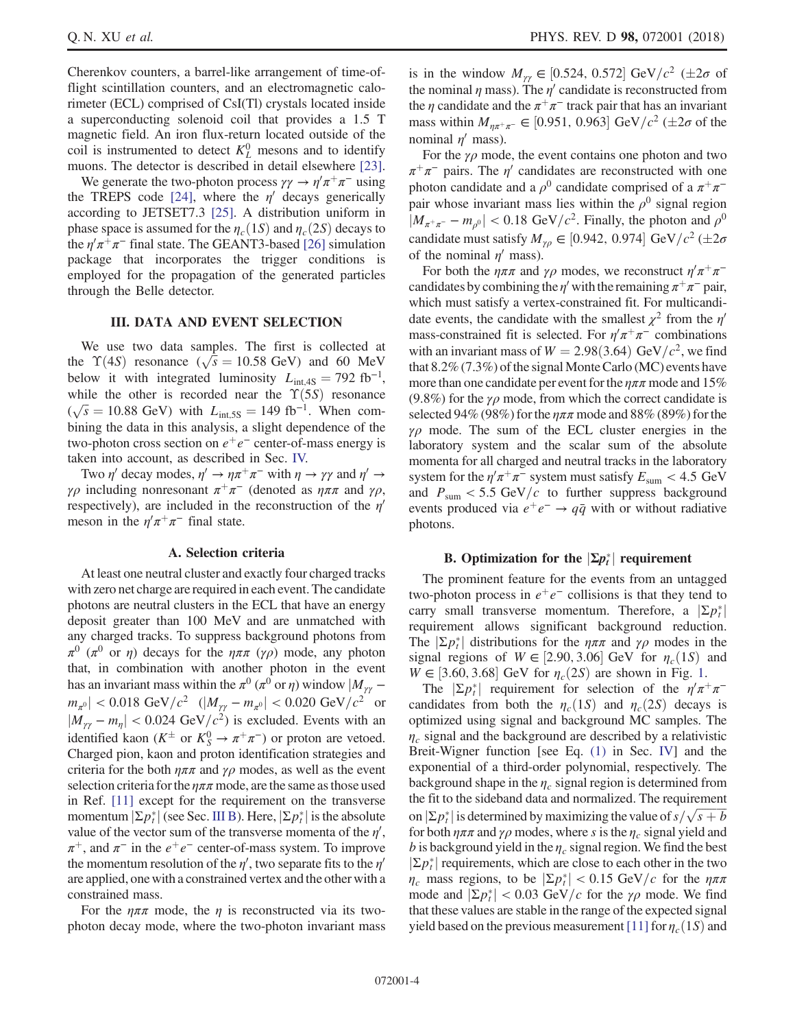Cherenkov counters, a barrel-like arrangement of time-of-flight scintillation counters, and an electromagnetic calorimeter (ECL) comprised of CsI(Tl) crystals located inside a superconducting solenoid coil that provides a 1.5 T magnetic field. An iron flux-return located outside of the coil is instrumented to detect $K_L^0$ mesons and to identify muons. The detector is described in detail elsewhere [23].

We generate the two-photon process $\gamma\gamma \to \eta'\pi^+\pi^-$ using the TREPS code [24], where the $\eta'$ decays generically according to JETSET7.3 [25]. A distribution uniform in phase space is assumed for the $\eta_c(1S)$ and $\eta_c(2S)$ decays to the $\eta'\pi^+\pi^-$ final state. The GEANT3-based [26] simulation package that incorporates the trigger conditions is employed for the propagation of the generated particles through the Belle detector.

## III. DATA AND EVENT SELECTION

We use two data samples. The first is collected at the $\Upsilon(4S)$ resonance ($\sqrt{s} = 10.58$ GeV) and 60 MeV below it with integrated luminosity $L_{\mathrm{int,4S}} = 792\ \mathrm{fb}^{-1}$, while the other is recorded near the $\Upsilon(5S)$ resonance ($\sqrt{s} = 10.88$ GeV) with $L_{\mathrm{int,5S}} = 149\ \mathrm{fb}^{-1}$. When combining the data in this analysis, a slight dependence of the two-photon cross section on $e^+e^-$ center-of-mass energy is taken into account, as described in Sec. IV.

Two $\eta'$ decay modes, $\eta' \to \eta\pi^+\pi^-$ with $\eta \to \gamma\gamma$ and $\eta' \to \gamma\rho$ including nonresonant $\pi^+\pi^-$ (denoted as $\eta\pi\pi$ and $\gamma\rho$, respectively), are included in the reconstruction of the $\eta'$ meson in the $\eta'\pi^+\pi^-$ final state.

### A. Selection criteria

At least one neutral cluster and exactly four charged tracks with zero net charge are required in each event. The candidate photons are neutral clusters in the ECL that have an energy deposit greater than 100 MeV and are unmatched with any charged tracks. To suppress background photons from $\pi^0$ ($\pi^0$ or $\eta$) decays for the $\eta\pi\pi$ ($\gamma\rho$) mode, any photon that, in combination with another photon in the event has an invariant mass within the $\pi^0$ ($\pi^0$ or $\eta$) window $|M_{\gamma\gamma} - m_{\pi^0}| < 0.018\ \mathrm{GeV}/c^2$ ($|M_{\gamma\gamma} - m_{\pi^0}| < 0.020\ \mathrm{GeV}/c^2$ or $|M_{\gamma\gamma} - m_{\eta}| < 0.024\ \mathrm{GeV}/c^2$) is excluded. Events with an identified kaon ($K^\pm$ or $K_S^0 \to \pi^+\pi^-$) or proton are vetoed. Charged pion, kaon and proton identification strategies and criteria for the both $\eta\pi\pi$ and $\gamma\rho$ modes, as well as the event selection criteria for the $\eta\pi\pi$ mode, are the same as those used in Ref. [11] except for the requirement on the transverse momentum $|\Sigma p_t^*|$ (see Sec. III B). Here, $|\Sigma p_t^*|$ is the absolute value of the vector sum of the transverse momenta of the $\eta'$, $\pi^+$, and $\pi^-$ in the $e^+e^-$ center-of-mass system. To improve the momentum resolution of the $\eta'$, two separate fits to the $\eta'$ are applied, one with a constrained vertex and the other with a constrained mass.

For the $\eta\pi\pi$ mode, the $\eta$ is reconstructed via its two-photon decay mode, where the two-photon invariant mass is in the window $M_{\gamma\gamma} \in [0.524, 0.572]\ \mathrm{GeV}/c^2$ ($\pm 2\sigma$ of the nominal $\eta$ mass). The $\eta'$ candidate is reconstructed from the $\eta$ candidate and the $\pi^+\pi^-$ track pair that has an invariant mass within $M_{\eta\pi^+\pi^-} \in [0.951, 0.963]\ \mathrm{GeV}/c^2$ ($\pm 2\sigma$ of the nominal $\eta'$ mass).

For the $\gamma\rho$ mode, the event contains one photon and two $\pi^+\pi^-$ pairs. The $\eta'$ candidates are reconstructed with one photon candidate and a $\rho^0$ candidate comprised of a $\pi^+\pi^-$ pair whose invariant mass lies within the $\rho^0$ signal region $|M_{\pi^+\pi^-} - m_{\rho^0}| < 0.18\ \mathrm{GeV}/c^2$. Finally, the photon and $\rho^0$ candidate must satisfy $M_{\gamma\rho} \in [0.942, 0.974]\ \mathrm{GeV}/c^2$ ($\pm 2\sigma$ of the nominal $\eta'$ mass).

For both the $\eta\pi\pi$ and $\gamma\rho$ modes, we reconstruct $\eta'\pi^+\pi^-$ candidates by combining the $\eta'$ with the remaining $\pi^+\pi^-$ pair, which must satisfy a vertex-constrained fit. For multicandidate events, the candidate with the smallest $\chi^2$ from the $\eta'$ mass-constrained fit is selected. For $\eta'\pi^+\pi^-$ combinations with an invariant mass of $W = 2.98(3.64)\ \mathrm{GeV}/c^2$, we find that 8.2% (7.3%) of the signal Monte Carlo (MC) events have more than one candidate per event for the $\eta\pi\pi$ mode and 15% (9.8%) for the $\gamma\rho$ mode, from which the correct candidate is selected 94% (98%) for the $\eta\pi\pi$ mode and 88% (89%) for the $\gamma\rho$ mode. The sum of the ECL cluster energies in the laboratory system and the scalar sum of the absolute momenta for all charged and neutral tracks in the laboratory system for the $\eta'\pi^+\pi^-$ system must satisfy $E_{\mathrm{sum}} < 4.5$ GeV and $P_{\mathrm{sum}} < 5.5\ \mathrm{GeV}/c$ to further suppress background events produced via $e^+e^- \to q\bar{q}$ with or without radiative photons.

### B. Optimization for the $|\Sigma p_t^*|$ requirement

The prominent feature for the events from an untagged two-photon process in $e^+e^-$ collisions is that they tend to carry small transverse momentum. Therefore, a $|\Sigma p_t^*|$ requirement allows significant background reduction. The $|\Sigma p_t^*|$ distributions for the $\eta\pi\pi$ and $\gamma\rho$ modes in the signal regions of $W \in [2.90, 3.06]$ GeV for $\eta_c(1S)$ and $W \in [3.60, 3.68]$ GeV for $\eta_c(2S)$ are shown in Fig. 1.

The $|\Sigma p_t^*|$ requirement for selection of the $\eta'\pi^+\pi^-$ candidates from both the $\eta_c(1S)$ and $\eta_c(2S)$ decays is optimized using signal and background MC samples. The $\eta_c$ signal and the background are described by a relativistic Breit-Wigner function [see Eq. (1) in Sec. IV] and the exponential of a third-order polynomial, respectively. The background shape in the $\eta_c$ signal region is determined from the fit to the sideband data and normalized. The requirement on $|\Sigma p_t^*|$ is determined by maximizing the value of $s/\sqrt{s+b}$ for both $\eta\pi\pi$ and $\gamma\rho$ modes, where $s$ is the $\eta_c$ signal yield and $b$ is background yield in the $\eta_c$ signal region. We find the best $|\Sigma p_t^*|$ requirements, which are close to each other in the two $\eta_c$ mass regions, to be $|\Sigma p_t^*| < 0.15\ \mathrm{GeV}/c$ for the $\eta\pi\pi$ mode and $|\Sigma p_t^*| < 0.03\ \mathrm{GeV}/c$ for the $\gamma\rho$ mode. We find that these values are stable in the range of the expected signal yield based on the previous measurement [11] for $\eta_c(1S)$ and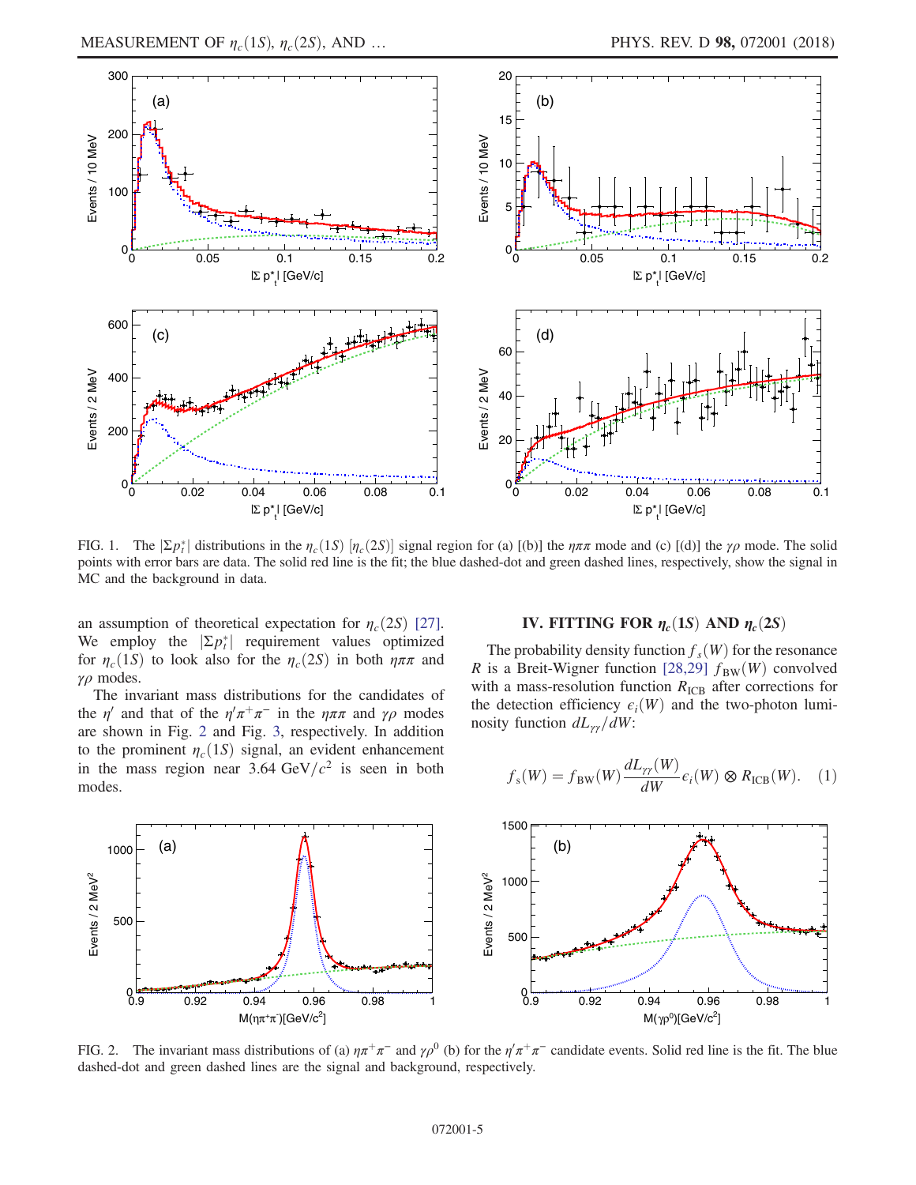FIG. 1. The $|\Sigma p_t^*|$ distributions in the $\eta_c(1S)$ [$\eta_c(2S)$] signal region for (a) [(b)] the $\eta\pi\pi$ mode and (c) [(d)] the $\gamma\rho$ mode. The solid points with error bars are data. The solid red line is the fit; the blue dashed-dot and green dashed lines, respectively, show the signal in MC and the background in data.

an assumption of theoretical expectation for $\eta_c(2S)$ [27]. We employ the $|\Sigma p_t^*|$ requirement values optimized for $\eta_c(1S)$ to look also for the $\eta_c(2S)$ in both $\eta\pi\pi$ and $\gamma\rho$ modes.

The invariant mass distributions for the candidates of the $\eta'$ and that of the $\eta'\pi^+\pi^-$ in the $\eta\pi\pi$ and $\gamma\rho$ modes are shown in Fig. 2 and Fig. 3, respectively. In addition to the prominent $\eta_c(1S)$ signal, an evident enhancement in the mass region near 3.64 GeV$/c^2$ is seen in both modes.

## IV. FITTING FOR $\eta_c(1S)$ AND $\eta_c(2S)$

The probability density function $f_s(W)$ for the resonance $R$ is a Breit-Wigner function [28,29] $f_{\rm BW}(W)$ convolved with a mass-resolution function $R_{\rm ICB}$ after corrections for the detection efficiency $\epsilon_i(W)$ and the two-photon luminosity function $dL_{\gamma\gamma}/dW$:

$$f_s(W) = f_{\rm BW}(W)\frac{dL_{\gamma\gamma}(W)}{dW}\epsilon_i(W) \otimes R_{\rm ICB}(W). \quad (1)$$

FIG. 2. The invariant mass distributions of (a) $\eta\pi^+\pi^-$ and $\gamma\rho^0$ (b) for the $\eta'\pi^+\pi^-$ candidate events. Solid red line is the fit. The blue dashed-dot and green dashed lines are the signal and background, respectively.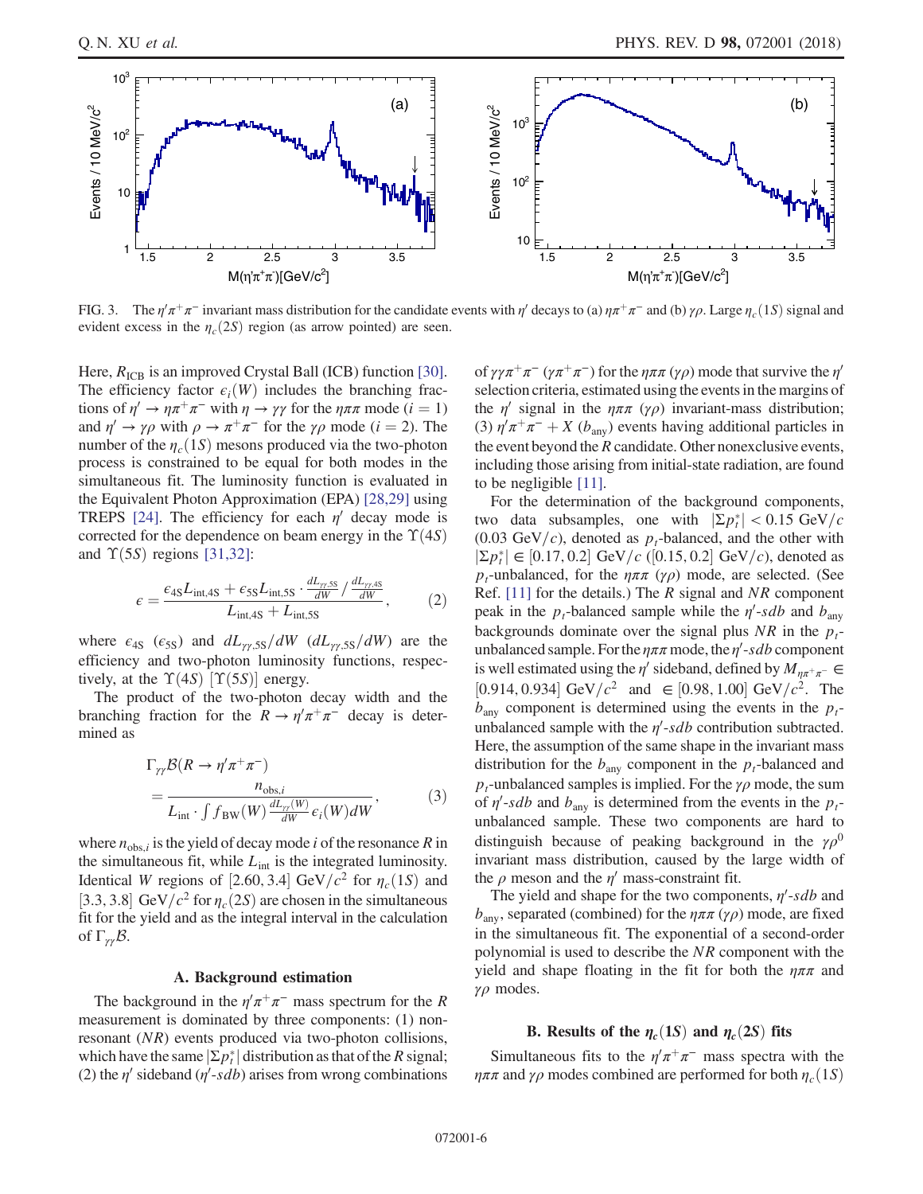FIG. 3. The $\eta'\pi^+\pi^-$ invariant mass distribution for the candidate events with $\eta'$ decays to (a) $\eta\pi^+\pi^-$ and (b) $\gamma\rho$. Large $\eta_c(1S)$ signal and evident excess in the $\eta_c(2S)$ region (as arrow pointed) are seen.

Here, $R_{\mathrm{ICB}}$ is an improved Crystal Ball (ICB) function [30]. The efficiency factor $\epsilon_i(W)$ includes the branching fractions of $\eta' \to \eta\pi^+\pi^-$ with $\eta \to \gamma\gamma$ for the $\eta\pi\pi$ mode ($i = 1$) and $\eta' \to \gamma\rho$ with $\rho \to \pi^+\pi^-$ for the $\gamma\rho$ mode ($i = 2$). The number of the $\eta_c(1S)$ mesons produced via the two-photon process is constrained to be equal for both modes in the simultaneous fit. The luminosity function is evaluated in the Equivalent Photon Approximation (EPA) [28,29] using TREPS [24]. The efficiency for each $\eta'$ decay mode is corrected for the dependence on beam energy in the $\Upsilon(4S)$ and $\Upsilon(5S)$ regions [31,32]:

$$\epsilon = \frac{\epsilon_{4\mathrm{S}} L_{\mathrm{int},4\mathrm{S}} + \epsilon_{5\mathrm{S}} L_{\mathrm{int},5\mathrm{S}} \cdot \frac{dL_{\gamma\gamma,5\mathrm{S}}}{dW} / \frac{dL_{\gamma\gamma,4\mathrm{S}}}{dW}}{L_{\mathrm{int},4\mathrm{S}} + L_{\mathrm{int},5\mathrm{S}}}, \tag{2}$$

where $\epsilon_{4\mathrm{S}}$ ($\epsilon_{5\mathrm{S}}$) and $dL_{\gamma\gamma,5\mathrm{S}}/dW$ ($dL_{\gamma\gamma,5\mathrm{S}}/dW$) are the efficiency and two-photon luminosity functions, respectively, at the $\Upsilon(4S)$ [$\Upsilon(5S)$] energy.

The product of the two-photon decay width and the branching fraction for the $R \to \eta'\pi^+\pi^-$ decay is determined as

$$\Gamma_{\gamma\gamma}\mathcal{B}(R \to \eta'\pi^+\pi^-) = \frac{n_{\mathrm{obs},i}}{L_{\mathrm{int}} \cdot \int f_{\mathrm{BW}}(W) \frac{dL_{\gamma\gamma}(W)}{dW} \epsilon_i(W) dW}, \tag{3}$$

where $n_{\mathrm{obs},i}$ is the yield of decay mode $i$ of the resonance $R$ in the simultaneous fit, while $L_{\mathrm{int}}$ is the integrated luminosity. Identical $W$ regions of $[2.60, 3.4]$ GeV/$c^2$ for $\eta_c(1S)$ and $[3.3, 3.8]$ GeV/$c^2$ for $\eta_c(2S)$ are chosen in the simultaneous fit for the yield and as the integral interval in the calculation of $\Gamma_{\gamma\gamma}\mathcal{B}$.

### A. Background estimation

The background in the $\eta'\pi^+\pi^-$ mass spectrum for the $R$ measurement is dominated by three components: (1) nonresonant ($NR$) events produced via two-photon collisions, which have the same $|\Sigma p_t^*|$ distribution as that of the $R$ signal; (2) the $\eta'$ sideband ($\eta'$-$sdb$) arises from wrong combinations of $\gamma\gamma\pi^+\pi^-$ ($\gamma\pi^+\pi^-$) for the $\eta\pi\pi$ ($\gamma\rho$) mode that survive the $\eta'$ selection criteria, estimated using the events in the margins of the $\eta'$ signal in the $\eta\pi\pi$ ($\gamma\rho$) invariant-mass distribution; (3) $\eta'\pi^+\pi^- + X$ ($b_{\mathrm{any}}$) events having additional particles in the event beyond the $R$ candidate. Other nonexclusive events, including those arising from initial-state radiation, are found to be negligible [11].

For the determination of the background components, two data subsamples, one with $|\Sigma p_t^*| < 0.15$ GeV/$c$ (0.03 GeV/$c$), denoted as $p_t$-balanced, and the other with $|\Sigma p_t^*| \in [0.17, 0.2]$ GeV/$c$ ($[0.15, 0.2]$ GeV/$c$), denoted as $p_t$-unbalanced, for the $\eta\pi\pi$ ($\gamma\rho$) mode, are selected. (See Ref. [11] for the details.) The $R$ signal and $NR$ component peak in the $p_t$-balanced sample while the $\eta'$-$sdb$ and $b_{\mathrm{any}}$ backgrounds dominate over the signal plus $NR$ in the $p_t$-unbalanced sample. For the $\eta\pi\pi$ mode, the $\eta'$-$sdb$ component is well estimated using the $\eta'$ sideband, defined by $M_{\eta\pi^+\pi^-} \in [0.914, 0.934]$ GeV/$c^2$ and $\in [0.98, 1.00]$ GeV/$c^2$. The $b_{\mathrm{any}}$ component is determined using the events in the $p_t$-unbalanced sample with the $\eta'$-$sdb$ contribution subtracted. Here, the assumption of the same shape in the invariant mass distribution for the $b_{\mathrm{any}}$ component in the $p_t$-balanced and $p_t$-unbalanced samples is implied. For the $\gamma\rho$ mode, the sum of $\eta'$-$sdb$ and $b_{\mathrm{any}}$ is determined from the events in the $p_t$-unbalanced sample. These two components are hard to distinguish because of peaking background in the $\gamma\rho^0$ invariant mass distribution, caused by the large width of the $\rho$ meson and the $\eta'$ mass-constraint fit.

The yield and shape for the two components, $\eta'$-$sdb$ and $b_{\mathrm{any}}$, separated (combined) for the $\eta\pi\pi$ ($\gamma\rho$) mode, are fixed in the simultaneous fit. The exponential of a second-order polynomial is used to describe the $NR$ component with the yield and shape floating in the fit for both the $\eta\pi\pi$ and $\gamma\rho$ modes.

### B. Results of the $\eta_c(1S)$ and $\eta_c(2S)$ fits

Simultaneous fits to the $\eta'\pi^+\pi^-$ mass spectra with the $\eta\pi\pi$ and $\gamma\rho$ modes combined are performed for both $\eta_c(1S)$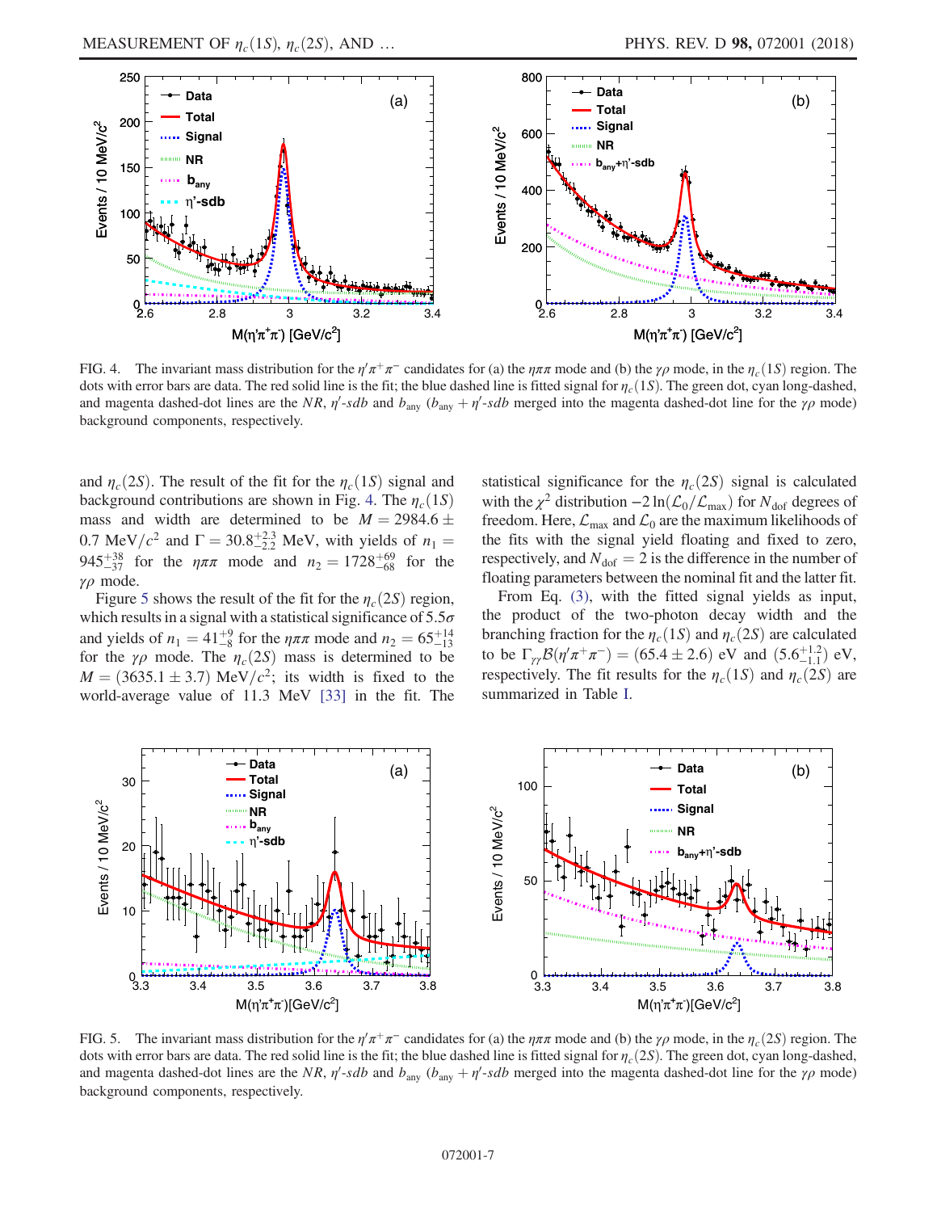FIG. 4. The invariant mass distribution for the $\eta'\pi^+\pi^-$ candidates for (a) the $\eta\pi\pi$ mode and (b) the $\gamma\rho$ mode, in the $\eta_c(1S)$ region. The dots with error bars are data. The red solid line is the fit; the blue dashed line is fitted signal for $\eta_c(1S)$. The green dot, cyan long-dashed, and magenta dashed-dot lines are the *NR*, $\eta'$-*sdb* and $b_{\rm any}$ ($b_{\rm any} + \eta'$-*sdb* merged into the magenta dashed-dot line for the $\gamma\rho$ mode) background components, respectively.

and $\eta_c(2S)$. The result of the fit for the $\eta_c(1S)$ signal and background contributions are shown in Fig. 4. The $\eta_c(1S)$ mass and width are determined to be $M = 2984.6 \pm 0.7$ MeV/$c^2$ and $\Gamma = 30.8^{+2.3}_{-2.2}$ MeV, with yields of $n_1 = 945^{+38}_{-37}$ for the $\eta\pi\pi$ mode and $n_2 = 1728^{+69}_{-68}$ for the $\gamma\rho$ mode.

Figure 5 shows the result of the fit for the $\eta_c(2S)$ region, which results in a signal with a statistical significance of $5.5\sigma$ and yields of $n_1 = 41^{+9}_{-8}$ for the $\eta\pi\pi$ mode and $n_2 = 65^{+14}_{-13}$ for the $\gamma\rho$ mode. The $\eta_c(2S)$ mass is determined to be $M = (3635.1 \pm 3.7)$ MeV/$c^2$; its width is fixed to the world-average value of 11.3 MeV [33] in the fit. The statistical significance for the $\eta_c(2S)$ signal is calculated with the $\chi^2$ distribution $-2\ln(\mathcal{L}_0/\mathcal{L}_{\rm max})$ for $N_{\rm dof}$ degrees of freedom. Here, $\mathcal{L}_{\rm max}$ and $\mathcal{L}_0$ are the maximum likelihoods of the fits with the signal yield floating and fixed to zero, respectively, and $N_{\rm dof} = 2$ is the difference in the number of floating parameters between the nominal fit and the latter fit.

From Eq. (3), with the fitted signal yields as input, the product of the two-photon decay width and the branching fraction for the $\eta_c(1S)$ and $\eta_c(2S)$ are calculated to be $\Gamma_{\gamma\gamma}\mathcal{B}(\eta'\pi^+\pi^-) = (65.4 \pm 2.6)$ eV and $(5.6^{+1.2}_{-1.1})$ eV, respectively. The fit results for the $\eta_c(1S)$ and $\eta_c(2S)$ are summarized in Table I.

FIG. 5. The invariant mass distribution for the $\eta'\pi^+\pi^-$ candidates for (a) the $\eta\pi\pi$ mode and (b) the $\gamma\rho$ mode, in the $\eta_c(2S)$ region. The dots with error bars are data. The red solid line is the fit; the blue dashed line is fitted signal for $\eta_c(2S)$. The green dot, cyan long-dashed, and magenta dashed-dot lines are the *NR*, $\eta'$-*sdb* and $b_{\rm any}$ ($b_{\rm any} + \eta'$-*sdb* merged into the magenta dashed-dot line for the $\gamma\rho$ mode) background components, respectively.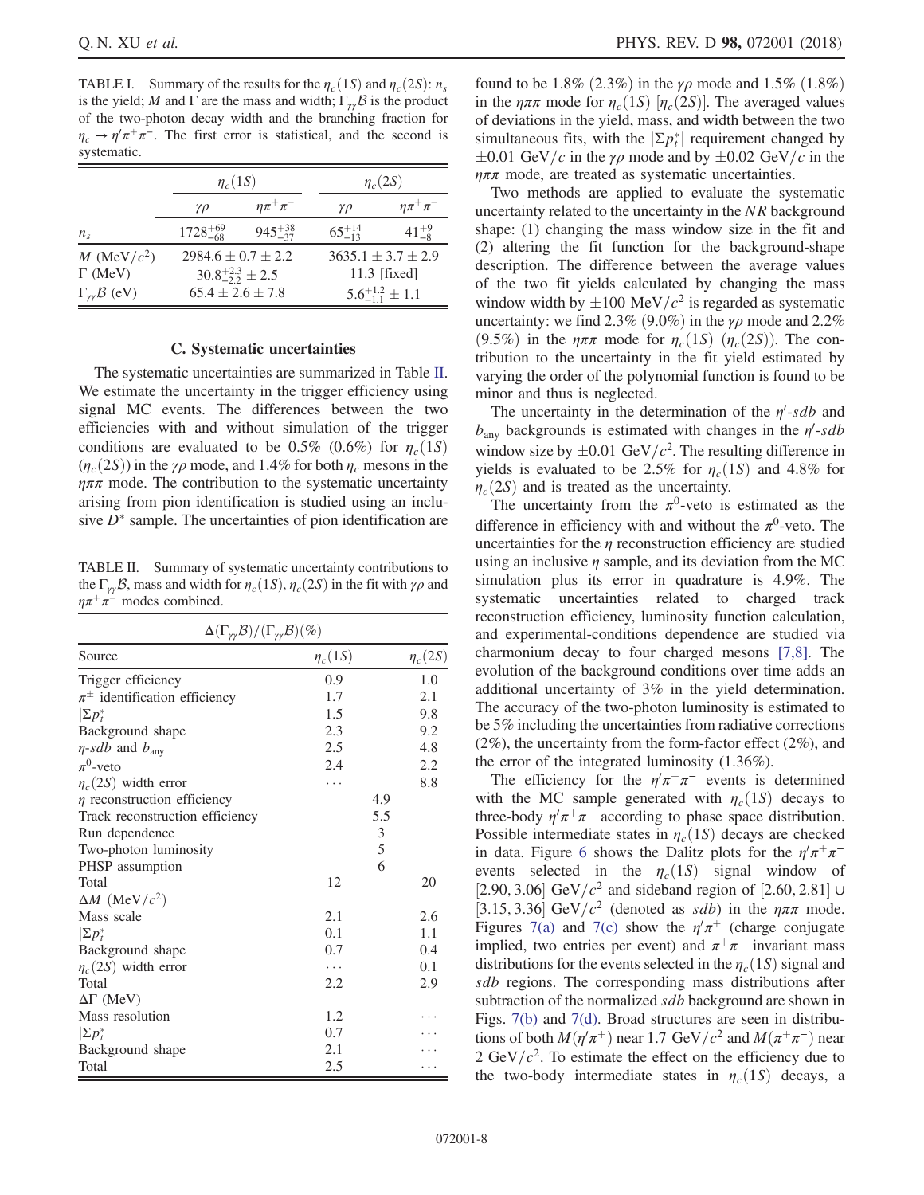TABLE I. Summary of the results for the $\eta_c(1S)$ and $\eta_c(2S)$: $n_s$ is the yield; $M$ and $\Gamma$ are the mass and width; $\Gamma_{\gamma\gamma}\mathcal{B}$ is the product of the two-photon decay width and the branching fraction for $\eta_c \to \eta'\pi^+\pi^-$. The first error is statistical, and the second is systematic.

| | $\eta_c(1S)$ | | $\eta_c(2S)$ | |
|---|---|---|---|---|
| | $\gamma\rho$ | $\eta\pi^+\pi^-$ | $\gamma\rho$ | $\eta\pi^+\pi^-$ |
| $n_s$ | $1728^{+69}_{-68}$ | $945^{+38}_{-37}$ | $65^{+14}_{-13}$ | $41^{+9}_{-8}$ |
| $M$ (MeV/$c^2$) | $2984.6 \pm 0.7 \pm 2.2$ | | $3635.1 \pm 3.7 \pm 2.9$ | |
| $\Gamma$ (MeV) | $30.8^{+2.3}_{-2.2} \pm 2.5$ | | 11.3 [fixed] | |
| $\Gamma_{\gamma\gamma}\mathcal{B}$ (eV) | $65.4 \pm 2.6 \pm 7.8$ | | $5.6^{+1.2}_{-1.1} \pm 1.1$ | |

### C. Systematic uncertainties

The systematic uncertainties are summarized in Table II. We estimate the uncertainty in the trigger efficiency using signal MC events. The differences between the two efficiencies with and without simulation of the trigger conditions are evaluated to be 0.5% (0.6%) for $\eta_c(1S)$ ($\eta_c(2S)$) in the $\gamma\rho$ mode, and 1.4% for both $\eta_c$ mesons in the $\eta\pi\pi$ mode. The contribution to the systematic uncertainty arising from pion identification is studied using an inclusive $D^*$ sample. The uncertainties of pion identification are found to be 1.8% (2.3%) in the $\gamma\rho$ mode and 1.5% (1.8%) in the $\eta\pi\pi$ mode for $\eta_c(1S)$ [$\eta_c(2S)$]. The averaged values of deviations in the yield, mass, and width between the two simultaneous fits, with the $|\Sigma p_t^*|$ requirement changed by $\pm 0.01$ GeV/$c$ in the $\gamma\rho$ mode and by $\pm 0.02$ GeV/$c$ in the $\eta\pi\pi$ mode, are treated as systematic uncertainties.

TABLE II. Summary of systematic uncertainty contributions to the $\Gamma_{\gamma\gamma}\mathcal{B}$, mass and width for $\eta_c(1S)$, $\eta_c(2S)$ in the fit with $\gamma\rho$ and $\eta\pi^+\pi^-$ modes combined.

| $\Delta(\Gamma_{\gamma\gamma}\mathcal{B})/(\Gamma_{\gamma\gamma}\mathcal{B})(\%)$ | | |
|---|---|---|
| Source | $\eta_c(1S)$ | $\eta_c(2S)$ |
| Trigger efficiency | 0.9 | 1.0 |
| $\pi^\pm$ identification efficiency | 1.7 | 2.1 |
| $\vert\Sigma p_t^*\vert$ | 1.5 | 9.8 |
| Background shape | 2.3 | 9.2 |
| $\eta$-$sdb$ and $b_{\rm any}$ | 2.5 | 4.8 |
| $\pi^0$-veto | 2.4 | 2.2 |
| $\eta_c(2S)$ width error | ... | 8.8 |
| $\eta$ reconstruction efficiency | 4.9 | 4.9 |
| Track reconstruction efficiency | 5.5 | 5.5 |
| Run dependence | 3 | 3 |
| Two-photon luminosity | 5 | 5 |
| PHSP assumption | 6 | 6 |
| Total | 12 | 20 |
| $\Delta M$ (MeV/$c^2$) | | |
| Mass scale | 2.1 | 2.6 |
| $\vert\Sigma p_t^*\vert$ | 0.1 | 1.1 |
| Background shape | 0.7 | 0.4 |
| $\eta_c(2S)$ width error | ... | 0.1 |
| Total | 2.2 | 2.9 |
| $\Delta\Gamma$ (MeV) | | |
| Mass resolution | 1.2 | ... |
| $\vert\Sigma p_t^*\vert$ | 0.7 | ... |
| Background shape | 2.1 | ... |
| Total | 2.5 | ... |

Two methods are applied to evaluate the systematic uncertainty related to the uncertainty in the $NR$ background shape: (1) changing the mass window size in the fit and (2) altering the fit function for the background-shape description. The difference between the average values of the two fit yields calculated by changing the mass window width by $\pm 100$ MeV/$c^2$ is regarded as systematic uncertainty: we find 2.3% (9.0%) in the $\gamma\rho$ mode and 2.2% (9.5%) in the $\eta\pi\pi$ mode for $\eta_c(1S)$ ($\eta_c(2S)$). The contribution to the uncertainty in the fit yield estimated by varying the order of the polynomial function is found to be minor and thus is neglected.

The uncertainty in the determination of the $\eta'$-$sdb$ and $b_{\rm any}$ backgrounds is estimated with changes in the $\eta'$-$sdb$ window size by $\pm 0.01$ GeV/$c^2$. The resulting difference in yields is evaluated to be 2.5% for $\eta_c(1S)$ and 4.8% for $\eta_c(2S)$ and is treated as the uncertainty.

The uncertainty from the $\pi^0$-veto is estimated as the difference in efficiency with and without the $\pi^0$-veto. The uncertainties for the $\eta$ reconstruction efficiency are studied using an inclusive $\eta$ sample, and its deviation from the MC simulation plus its error in quadrature is 4.9%. The systematic uncertainties related to charged track reconstruction efficiency, luminosity function calculation, and experimental-conditions dependence are studied via charmonium decay to four charged mesons [7,8]. The evolution of the background conditions over time adds an additional uncertainty of 3% in the yield determination. The accuracy of the two-photon luminosity is estimated to be 5% including the uncertainties from radiative corrections (2%), the uncertainty from the form-factor effect (2%), and the error of the integrated luminosity (1.36%).

The efficiency for the $\eta'\pi^+\pi^-$ events is determined with the MC sample generated with $\eta_c(1S)$ decays to three-body $\eta'\pi^+\pi^-$ according to phase space distribution. Possible intermediate states in $\eta_c(1S)$ decays are checked in data. Figure 6 shows the Dalitz plots for the $\eta'\pi^+\pi^-$ events selected in the $\eta_c(1S)$ signal window of [2.90, 3.06] GeV/$c^2$ and sideband region of $[2.60, 2.81] \cup [3.15, 3.36]$ GeV/$c^2$ (denoted as $sdb$) in the $\eta\pi\pi$ mode. Figures 7(a) and 7(c) show the $\eta'\pi^+$ (charge conjugate implied, two entries per event) and $\pi^+\pi^-$ invariant mass distributions for the events selected in the $\eta_c(1S)$ signal and $sdb$ regions. The corresponding mass distributions after subtraction of the normalized $sdb$ background are shown in Figs. 7(b) and 7(d). Broad structures are seen in distributions of both $M(\eta'\pi^+)$ near 1.7 GeV/$c^2$ and $M(\pi^+\pi^-)$ near 2 GeV/$c^2$. To estimate the effect on the efficiency due to the two-body intermediate states in $\eta_c(1S)$ decays, a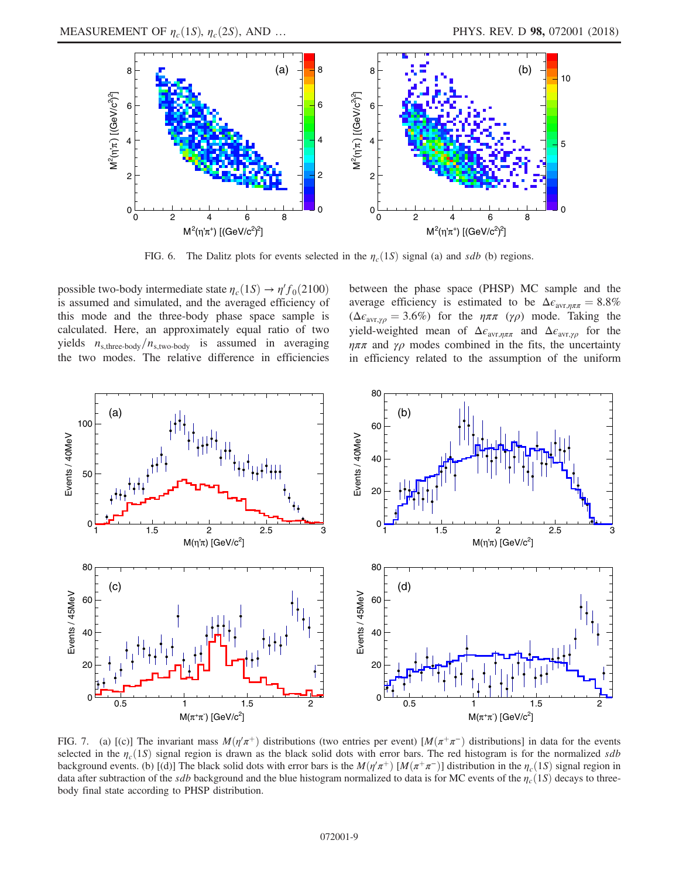FIG. 6. The Dalitz plots for events selected in the $\eta_c(1S)$ signal (a) and *sdb* (b) regions.

possible two-body intermediate state $\eta_c(1S) \to \eta' f_0(2100)$ is assumed and simulated, and the averaged efficiency of this mode and the three-body phase space sample is calculated. Here, an approximately equal ratio of two yields $n_{s,\text{three-body}}/n_{s,\text{two-body}}$ is assumed in averaging the two modes. The relative difference in efficiencies between the phase space (PHSP) MC sample and the average efficiency is estimated to be $\Delta\epsilon_{\text{avr},\eta\pi\pi} = 8.8\%$ ($\Delta\epsilon_{\text{avr},\gamma\rho} = 3.6\%$) for the $\eta\pi\pi$ ($\gamma\rho$) mode. Taking the yield-weighted mean of $\Delta\epsilon_{\text{avr},\eta\pi\pi}$ and $\Delta\epsilon_{\text{avr},\gamma\rho}$ for the $\eta\pi\pi$ and $\gamma\rho$ modes combined in the fits, the uncertainty in efficiency related to the assumption of the uniform

FIG. 7. (a) [(c)] The invariant mass $M(\eta'\pi^+)$ distributions (two entries per event) [$M(\pi^+\pi^-)$ distributions] in data for the events selected in the $\eta_c(1S)$ signal region is drawn as the black solid dots with error bars. The red histogram is for the normalized *sdb* background events. (b) [(d)] The black solid dots with error bars is the $M(\eta'\pi^+)$ [$M(\pi^+\pi^-)$] distribution in the $\eta_c(1S)$ signal region in data after subtraction of the *sdb* background and the blue histogram normalized to data is for MC events of the $\eta_c(1S)$ decays to three-body final state according to PHSP distribution.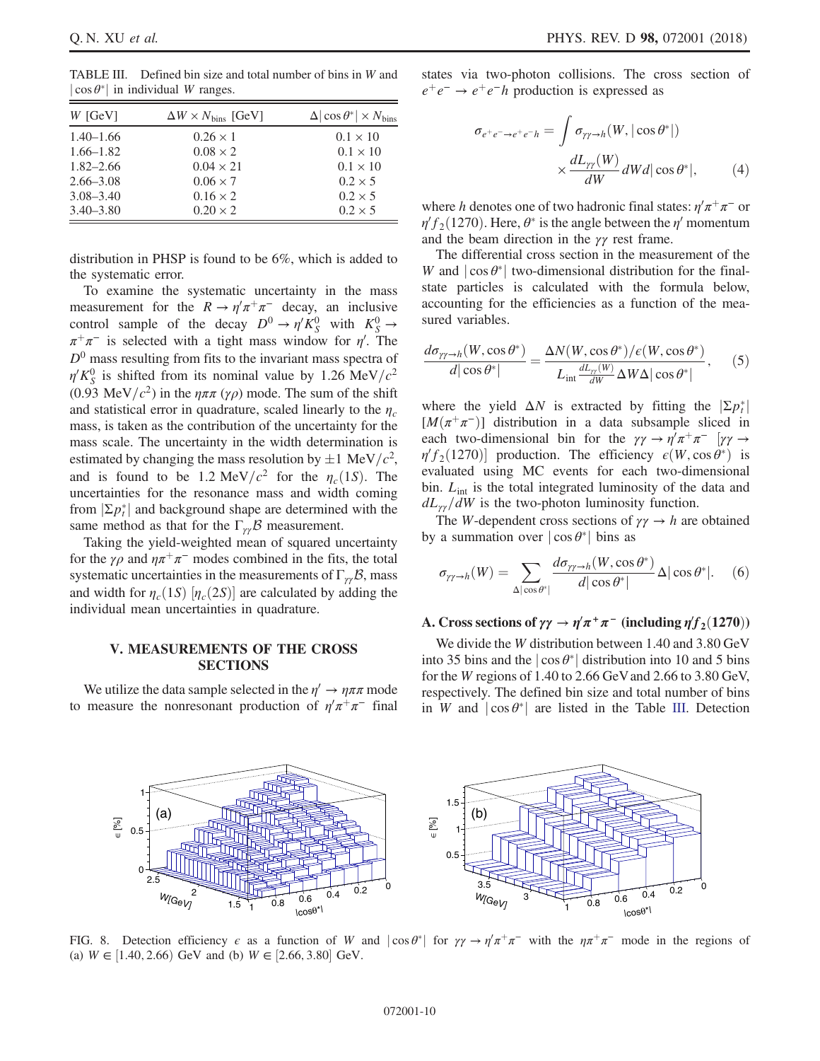TABLE III. Defined bin size and total number of bins in $W$ and $|\cos\theta^*|$ in individual $W$ ranges.

| $W$ [GeV] | $\Delta W \times N_{\rm bins}$ [GeV] | $\Delta|\cos\theta^*| \times N_{\rm bins}$ |
|---|---|---|
| 1.40–1.66 | $0.26 \times 1$ | $0.1 \times 10$ |
| 1.66–1.82 | $0.08 \times 2$ | $0.1 \times 10$ |
| 1.82–2.66 | $0.04 \times 21$ | $0.1 \times 10$ |
| 2.66–3.08 | $0.06 \times 7$ | $0.2 \times 5$ |
| 3.08–3.40 | $0.16 \times 2$ | $0.2 \times 5$ |
| 3.40–3.80 | $0.20 \times 2$ | $0.2 \times 5$ |

distribution in PHSP is found to be 6%, which is added to the systematic error.

To examine the systematic uncertainty in the mass measurement for the $R \to \eta'\pi^+\pi^-$ decay, an inclusive control sample of the decay $D^0 \to \eta' K_S^0$ with $K_S^0 \to \pi^+\pi^-$ is selected with a tight mass window for $\eta'$. The $D^0$ mass resulting from fits to the invariant mass spectra of $\eta' K_S^0$ is shifted from its nominal value by 1.26 MeV$/c^2$ (0.93 MeV$/c^2$) in the $\eta\pi\pi$ ($\gamma\rho$) mode. The sum of the shift and statistical error in quadrature, scaled linearly to the $\eta_c$ mass, is taken as the contribution of the uncertainty for the mass scale. The uncertainty in the width determination is estimated by changing the mass resolution by $\pm 1$ MeV$/c^2$, and is found to be 1.2 MeV$/c^2$ for the $\eta_c(1S)$. The uncertainties for the resonance mass and width coming from $|\Sigma p_t^*|$ and background shape are determined with the same method as that for the $\Gamma_{\gamma\gamma}\mathcal{B}$ measurement.

Taking the yield-weighted mean of squared uncertainty for the $\gamma\rho$ and $\eta\pi^+\pi^-$ modes combined in the fits, the total systematic uncertainties in the measurements of $\Gamma_{\gamma\gamma}\mathcal{B}$, mass and width for $\eta_c(1S)$ [$\eta_c(2S)$] are calculated by adding the individual mean uncertainties in quadrature.

## V. MEASUREMENTS OF THE CROSS SECTIONS

We utilize the data sample selected in the $\eta' \to \eta\pi\pi$ mode to measure the nonresonant production of $\eta'\pi^+\pi^-$ final states via two-photon collisions. The cross section of $e^+e^- \to e^+e^- h$ production is expressed as

$$\sigma_{e^+e^-\to e^+e^-h} = \int \sigma_{\gamma\gamma\to h}(W, |\cos\theta^*|) \times \frac{dL_{\gamma\gamma}(W)}{dW} dW d|\cos\theta^*|, \qquad (4)$$

where $h$ denotes one of two hadronic final states: $\eta'\pi^+\pi^-$ or $\eta' f_2(1270)$. Here, $\theta^*$ is the angle between the $\eta'$ momentum and the beam direction in the $\gamma\gamma$ rest frame.

The differential cross section in the measurement of the $W$ and $|\cos\theta^*|$ two-dimensional distribution for the final-state particles is calculated with the formula below, accounting for the efficiencies as a function of the measured variables.

$$\frac{d\sigma_{\gamma\gamma\to h}(W, \cos\theta^*)}{d|\cos\theta^*|} = \frac{\Delta N(W, \cos\theta^*)/\epsilon(W, \cos\theta^*)}{L_{\rm int}\frac{dL_{\gamma\gamma}(W)}{dW}\Delta W \Delta|\cos\theta^*|}, \qquad (5)$$

where the yield $\Delta N$ is extracted by fitting the $|\Sigma p_t^*|$ [$M(\pi^+\pi^-)$] distribution in a data subsample sliced in each two-dimensional bin for the $\gamma\gamma \to \eta'\pi^+\pi^-$ [$\gamma\gamma \to \eta' f_2(1270)$] production. The efficiency $\epsilon(W, \cos\theta^*)$ is evaluated using MC events for each two-dimensional bin. $L_{\rm int}$ is the total integrated luminosity of the data and $dL_{\gamma\gamma}/dW$ is the two-photon luminosity function.

The $W$-dependent cross sections of $\gamma\gamma \to h$ are obtained by a summation over $|\cos\theta^*|$ bins as

$$\sigma_{\gamma\gamma\to h}(W) = \sum_{\Delta|\cos\theta^*|} \frac{d\sigma_{\gamma\gamma\to h}(W, \cos\theta^*)}{d|\cos\theta^*|} \Delta|\cos\theta^*|. \qquad (6)$$

### A. Cross sections of $\gamma\gamma \to \eta'\pi^+\pi^-$ (including $\eta' f_2(1270)$)

We divide the $W$ distribution between 1.40 and 3.80 GeV into 35 bins and the $|\cos\theta^*|$ distribution into 10 and 5 bins for the $W$ regions of 1.40 to 2.66 GeV and 2.66 to 3.80 GeV, respectively. The defined bin size and total number of bins in $W$ and $|\cos\theta^*|$ are listed in the Table III. Detection

FIG. 8. Detection efficiency $\epsilon$ as a function of $W$ and $|\cos\theta^*|$ for $\gamma\gamma \to \eta'\pi^+\pi^-$ with the $\eta\pi^+\pi^-$ mode in the regions of (a) $W \in [1.40, 2.66)$ GeV and (b) $W \in [2.66, 3.80]$ GeV.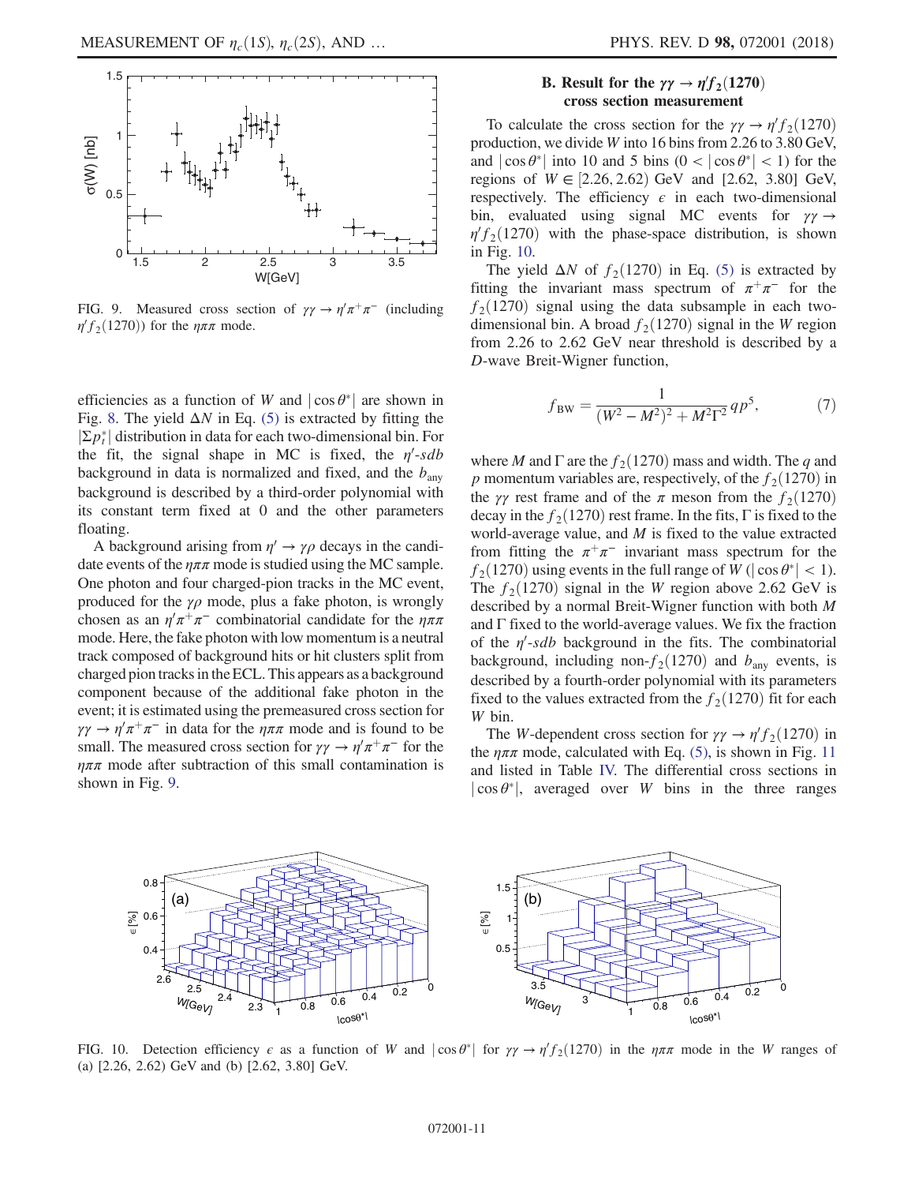FIG. 9. Measured cross section of $\gamma\gamma \to \eta'\pi^+\pi^-$ (including $\eta' f_2(1270)$) for the $\eta\pi\pi$ mode.

efficiencies as a function of $W$ and $|\cos\theta^*|$ are shown in Fig. 8. The yield $\Delta N$ in Eq. (5) is extracted by fitting the $|\Sigma p_t^*|$ distribution in data for each two-dimensional bin. For the fit, the signal shape in MC is fixed, the $\eta'$-$sdb$ background in data is normalized and fixed, and the $b_{\rm any}$ background is described by a third-order polynomial with its constant term fixed at 0 and the other parameters floating.

A background arising from $\eta' \to \gamma\rho$ decays in the candidate events of the $\eta\pi\pi$ mode is studied using the MC sample. One photon and four charged-pion tracks in the MC event, produced for the $\gamma\rho$ mode, plus a fake photon, is wrongly chosen as an $\eta'\pi^+\pi^-$ combinatorial candidate for the $\eta\pi\pi$ mode. Here, the fake photon with low momentum is a neutral track composed of background hits or hit clusters split from charged pion tracks in the ECL. This appears as a background component because of the additional fake photon in the event; it is estimated using the premeasured cross section for $\gamma\gamma \to \eta'\pi^+\pi^-$ in data for the $\eta\pi\pi$ mode and is found to be small. The measured cross section for $\gamma\gamma \to \eta'\pi^+\pi^-$ for the $\eta\pi\pi$ mode after subtraction of this small contamination is shown in Fig. 9.

### B. Result for the $\gamma\gamma \to \eta' f_2(1270)$ cross section measurement

To calculate the cross section for the $\gamma\gamma \to \eta' f_2(1270)$ production, we divide $W$ into 16 bins from 2.26 to 3.80 GeV, and $|\cos\theta^*|$ into 10 and 5 bins $(0 < |\cos\theta^*| < 1)$ for the regions of $W \in [2.26, 2.62)$ GeV and $[2.62, 3.80]$ GeV, respectively. The efficiency $\epsilon$ in each two-dimensional bin, evaluated using signal MC events for $\gamma\gamma \to \eta' f_2(1270)$ with the phase-space distribution, is shown in Fig. 10.

The yield $\Delta N$ of $f_2(1270)$ in Eq. (5) is extracted by fitting the invariant mass spectrum of $\pi^+\pi^-$ for the $f_2(1270)$ signal using the data subsample in each two-dimensional bin. A broad $f_2(1270)$ signal in the $W$ region from 2.26 to 2.62 GeV near threshold is described by a $D$-wave Breit-Wigner function,

$$f_{\rm BW} = \frac{1}{(W^2 - M^2)^2 + M^2\Gamma^2} q p^5, \tag{7}$$

where $M$ and $\Gamma$ are the $f_2(1270)$ mass and width. The $q$ and $p$ momentum variables are, respectively, of the $f_2(1270)$ in the $\gamma\gamma$ rest frame and of the $\pi$ meson from the $f_2(1270)$ decay in the $f_2(1270)$ rest frame. In the fits, $\Gamma$ is fixed to the world-average value, and $M$ is fixed to the value extracted from fitting the $\pi^+\pi^-$ invariant mass spectrum for the $f_2(1270)$ using events in the full range of $W$ $(|\cos\theta^*| < 1)$. The $f_2(1270)$ signal in the $W$ region above 2.62 GeV is described by a normal Breit-Wigner function with both $M$ and $\Gamma$ fixed to the world-average values. We fix the fraction of the $\eta'$-$sdb$ background in the fits. The combinatorial background, including non-$f_2(1270)$ and $b_{\rm any}$ events, is described by a fourth-order polynomial with its parameters fixed to the values extracted from the $f_2(1270)$ fit for each $W$ bin.

The $W$-dependent cross section for $\gamma\gamma \to \eta' f_2(1270)$ in the $\eta\pi\pi$ mode, calculated with Eq. (5), is shown in Fig. 11 and listed in Table IV. The differential cross sections in $|\cos\theta^*|$, averaged over $W$ bins in the three ranges

FIG. 10. Detection efficiency $\epsilon$ as a function of $W$ and $|\cos\theta^*|$ for $\gamma\gamma \to \eta' f_2(1270)$ in the $\eta\pi\pi$ mode in the $W$ ranges of (a) [2.26, 2.62) GeV and (b) [2.62, 3.80] GeV.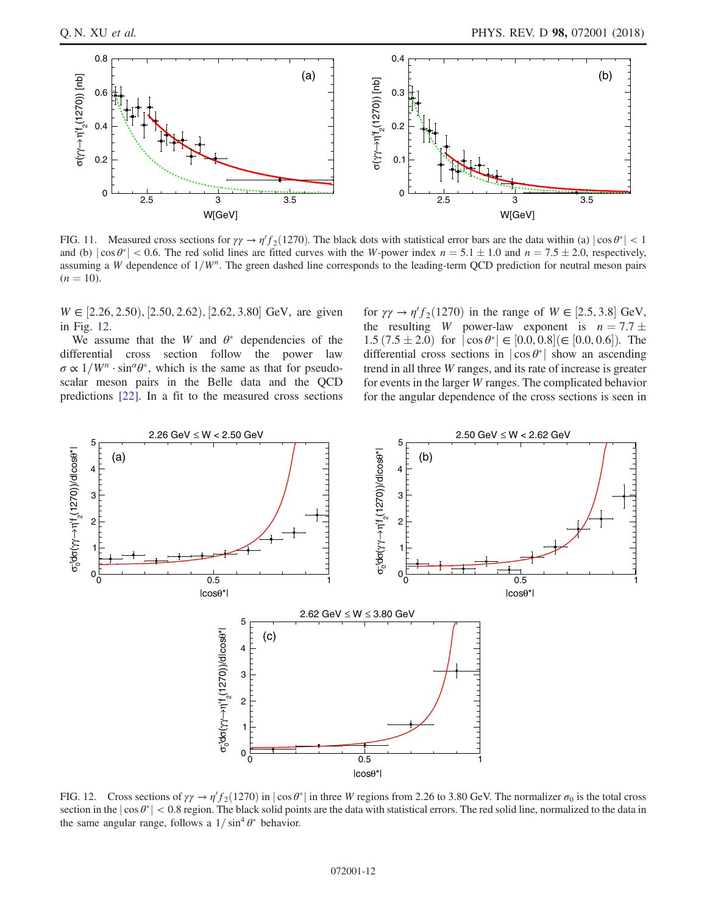FIG. 11. Measured cross sections for $\gamma\gamma \to \eta' f_2(1270)$. The black dots with statistical error bars are the data within (a) $|\cos\theta^*| < 1$ and (b) $|\cos\theta^*| < 0.6$. The red solid lines are fitted curves with the $W$-power index $n = 5.1 \pm 1.0$ and $n = 7.5 \pm 2.0$, respectively, assuming a $W$ dependence of $1/W^n$. The green dashed line corresponds to the leading-term QCD prediction for neutral meson pairs ($n = 10$).

$W \in [2.26, 2.50), [2.50, 2.62), [2.62, 3.80]$ GeV, are given in Fig. 12.

We assume that the $W$ and $\theta^*$ dependencies of the differential cross section follow the power law $\sigma \propto 1/W^n \cdot \sin^\alpha\theta^*$, which is the same as that for pseudoscalar meson pairs in the Belle data and the QCD predictions [22]. In a fit to the measured cross sections for $\gamma\gamma \to \eta' f_2(1270)$ in the range of $W \in [2.5, 3.8]$ GeV, the resulting $W$ power-law exponent is $n = 7.7 \pm 1.5\,(7.5 \pm 2.0)$ for $|\cos\theta^*| \in [0.0, 0.8] (\in [0.0, 0.6])$. The differential cross sections in $|\cos\theta^*|$ show an ascending trend in all three $W$ ranges, and its rate of increase is greater for events in the larger $W$ ranges. The complicated behavior for the angular dependence of the cross sections is seen in

FIG. 12. Cross sections of $\gamma\gamma \to \eta' f_2(1270)$ in $|\cos\theta^*|$ in three $W$ regions from 2.26 to 3.80 GeV. The normalizer $\sigma_0$ is the total cross section in the $|\cos\theta^*| < 0.8$ region. The black solid points are the data with statistical errors. The red solid line, normalized to the data in the same angular range, follows a $1/\sin^4\theta^*$ behavior.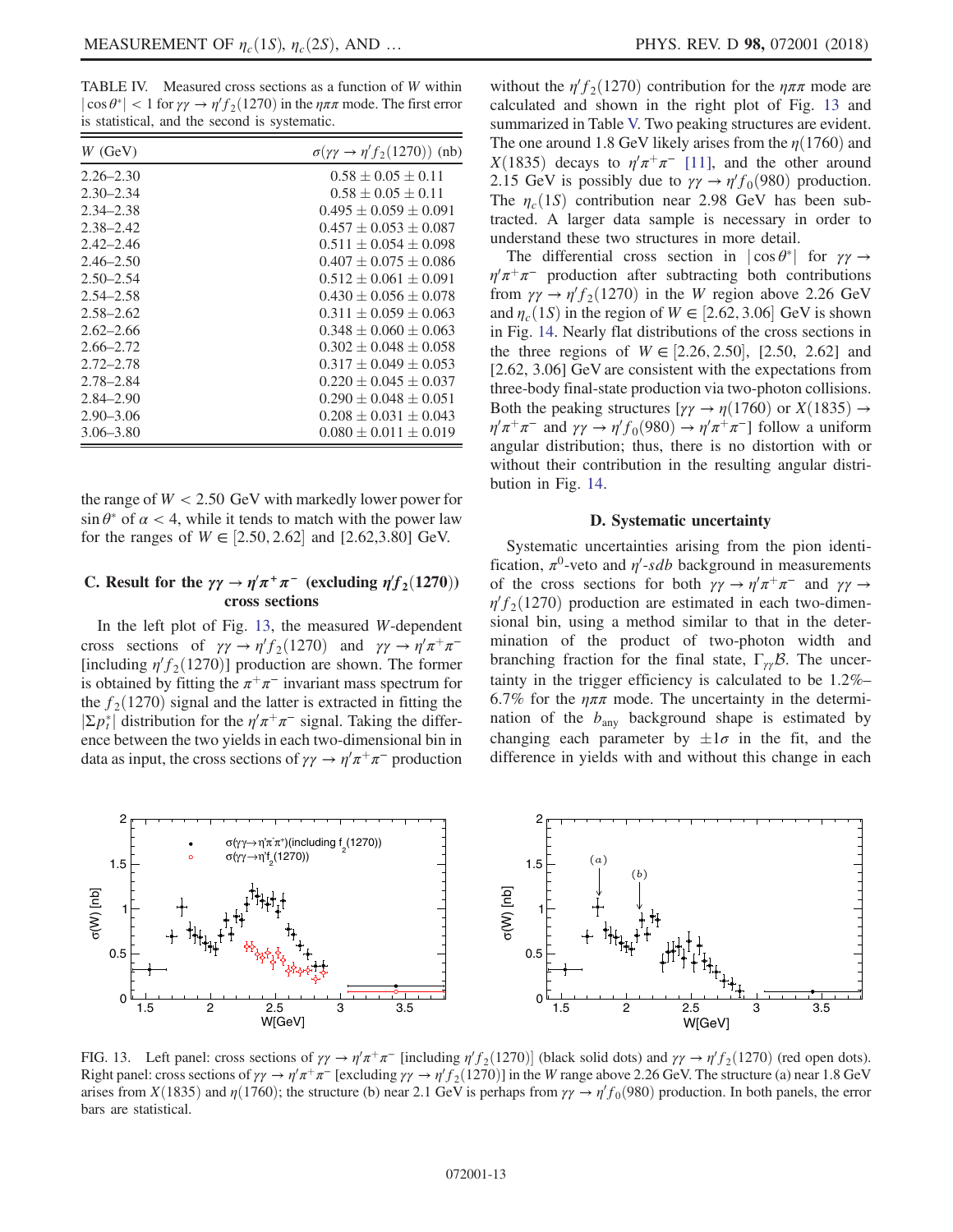TABLE IV. Measured cross sections as a function of $W$ within $|\cos\theta^*| < 1$ for $\gamma\gamma \to \eta' f_2(1270)$ in the $\eta\pi\pi$ mode. The first error is statistical, and the second is systematic.

| $W$ (GeV) | $\sigma(\gamma\gamma \to \eta' f_2(1270))$ (nb) |
|---|---|
| 2.26–2.30 | $0.58 \pm 0.05 \pm 0.11$ |
| 2.30–2.34 | $0.58 \pm 0.05 \pm 0.11$ |
| 2.34–2.38 | $0.495 \pm 0.059 \pm 0.091$ |
| 2.38–2.42 | $0.457 \pm 0.053 \pm 0.087$ |
| 2.42–2.46 | $0.511 \pm 0.054 \pm 0.098$ |
| 2.46–2.50 | $0.407 \pm 0.075 \pm 0.086$ |
| 2.50–2.54 | $0.512 \pm 0.061 \pm 0.091$ |
| 2.54–2.58 | $0.430 \pm 0.056 \pm 0.078$ |
| 2.58–2.62 | $0.311 \pm 0.059 \pm 0.063$ |
| 2.62–2.66 | $0.348 \pm 0.060 \pm 0.063$ |
| 2.66–2.72 | $0.302 \pm 0.048 \pm 0.058$ |
| 2.72–2.78 | $0.317 \pm 0.049 \pm 0.053$ |
| 2.78–2.84 | $0.220 \pm 0.045 \pm 0.037$ |
| 2.84–2.90 | $0.290 \pm 0.048 \pm 0.051$ |
| 2.90–3.06 | $0.208 \pm 0.031 \pm 0.043$ |
| 3.06–3.80 | $0.080 \pm 0.011 \pm 0.019$ |

the range of $W < 2.50$ GeV with markedly lower power for $\sin\theta^*$ of $\alpha < 4$, while it tends to match with the power law for the ranges of $W \in [2.50, 2.62]$ and [2.62,3.80] GeV.

### C. Result for the $\gamma\gamma \to \eta'\pi^+\pi^-$ (excluding $\eta' f_2(1270)$) cross sections

In the left plot of Fig. 13, the measured $W$-dependent cross sections of $\gamma\gamma \to \eta' f_2(1270)$ and $\gamma\gamma \to \eta'\pi^+\pi^-$ [including $\eta' f_2(1270)$] production are shown. The former is obtained by fitting the $\pi^+\pi^-$ invariant mass spectrum for the $f_2(1270)$ signal and the latter is extracted in fitting the $|\Sigma p_t^*|$ distribution for the $\eta'\pi^+\pi^-$ signal. Taking the difference between the two yields in each two-dimensional bin in data as input, the cross sections of $\gamma\gamma \to \eta'\pi^+\pi^-$ production without the $\eta' f_2(1270)$ contribution for the $\eta\pi\pi$ mode are calculated and shown in the right plot of Fig. 13 and summarized in Table V. Two peaking structures are evident. The one around 1.8 GeV likely arises from the $\eta(1760)$ and $X(1835)$ decays to $\eta'\pi^+\pi^-$ [11], and the other around 2.15 GeV is possibly due to $\gamma\gamma \to \eta' f_0(980)$ production. The $\eta_c(1S)$ contribution near 2.98 GeV has been subtracted. A larger data sample is necessary in order to understand these two structures in more detail.

The differential cross section in $|\cos\theta^*|$ for $\gamma\gamma \to \eta'\pi^+\pi^-$ production after subtracting both contributions from $\gamma\gamma \to \eta' f_2(1270)$ in the $W$ region above 2.26 GeV and $\eta_c(1S)$ in the region of $W \in [2.62, 3.06]$ GeV is shown in Fig. 14. Nearly flat distributions of the cross sections in the three regions of $W \in [2.26, 2.50]$, [2.50, 2.62] and [2.62, 3.06] GeV are consistent with the expectations from three-body final-state production via two-photon collisions. Both the peaking structures [$\gamma\gamma \to \eta(1760)$ or $X(1835) \to \eta'\pi^+\pi^-$ and $\gamma\gamma \to \eta' f_0(980) \to \eta'\pi^+\pi^-$] follow a uniform angular distribution; thus, there is no distortion with or without their contribution in the resulting angular distribution in Fig. 14.

### D. Systematic uncertainty

Systematic uncertainties arising from the pion identification, $\pi^0$-veto and $\eta'$-*sdb* background in measurements of the cross sections for both $\gamma\gamma \to \eta'\pi^+\pi^-$ and $\gamma\gamma \to \eta' f_2(1270)$ production are estimated in each two-dimensional bin, using a method similar to that in the determination of the product of two-photon width and branching fraction for the final state, $\Gamma_{\gamma\gamma}\mathcal{B}$. The uncertainty in the trigger efficiency is calculated to be 1.2%–6.7% for the $\eta\pi\pi$ mode. The uncertainty in the determination of the $b_{\rm any}$ background shape is estimated by changing each parameter by $\pm 1\sigma$ in the fit, and the difference in yields with and without this change in each

FIG. 13. Left panel: cross sections of $\gamma\gamma \to \eta'\pi^+\pi^-$ [including $\eta' f_2(1270)$] (black solid dots) and $\gamma\gamma \to \eta' f_2(1270)$ (red open dots). Right panel: cross sections of $\gamma\gamma \to \eta'\pi^+\pi^-$ [excluding $\gamma\gamma \to \eta' f_2(1270)$] in the $W$ range above 2.26 GeV. The structure (a) near 1.8 GeV arises from $X(1835)$ and $\eta(1760)$; the structure (b) near 2.1 GeV is perhaps from $\gamma\gamma \to \eta' f_0(980)$ production. In both panels, the error bars are statistical.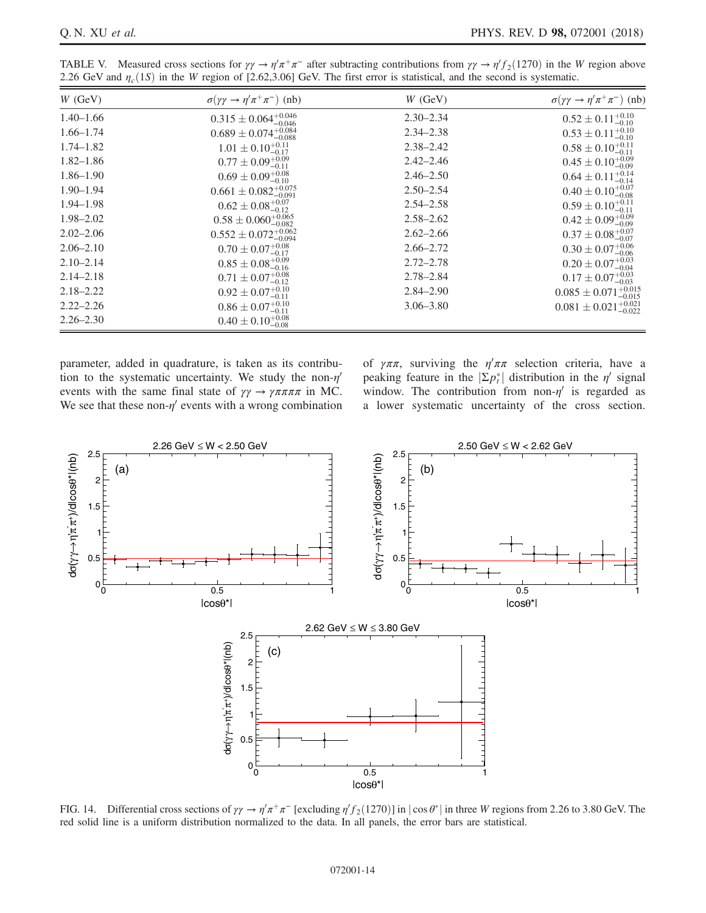TABLE V. Measured cross sections for $\gamma\gamma \to \eta'\pi^+\pi^-$ after subtracting contributions from $\gamma\gamma \to \eta' f_2(1270)$ in the $W$ region above 2.26 GeV and $\eta_c(1S)$ in the $W$ region of [2.62,3.06] GeV. The first error is statistical, and the second is systematic.

| $W$ (GeV) | $\sigma(\gamma\gamma \to \eta'\pi^+\pi^-)$ (nb) | $W$ (GeV) | $\sigma(\gamma\gamma \to \eta'\pi^+\pi^-)$ (nb) |
|---|---|---|---|
| 1.40–1.66 | $0.315 \pm 0.064^{+0.046}_{-0.046}$ | 2.30–2.34 | $0.52 \pm 0.11^{+0.10}_{-0.10}$ |
| 1.66–1.74 | $0.689 \pm 0.074^{+0.084}_{-0.088}$ | 2.34–2.38 | $0.53 \pm 0.11^{+0.10}_{-0.10}$ |
| 1.74–1.82 | $1.01 \pm 0.10^{+0.11}_{-0.17}$ | 2.38–2.42 | $0.58 \pm 0.10^{+0.11}_{-0.11}$ |
| 1.82–1.86 | $0.77 \pm 0.09^{+0.09}_{-0.11}$ | 2.42–2.46 | $0.45 \pm 0.10^{+0.09}_{-0.09}$ |
| 1.86–1.90 | $0.69 \pm 0.09^{+0.08}_{-0.10}$ | 2.46–2.50 | $0.64 \pm 0.11^{+0.14}_{-0.14}$ |
| 1.90–1.94 | $0.661 \pm 0.082^{+0.075}_{-0.091}$ | 2.50–2.54 | $0.40 \pm 0.10^{+0.07}_{-0.08}$ |
| 1.94–1.98 | $0.62 \pm 0.08^{+0.07}_{-0.12}$ | 2.54–2.58 | $0.59 \pm 0.10^{+0.11}_{-0.11}$ |
| 1.98–2.02 | $0.58 \pm 0.060^{+0.065}_{-0.082}$ | 2.58–2.62 | $0.42 \pm 0.09^{+0.09}_{-0.09}$ |
| 2.02–2.06 | $0.552 \pm 0.072^{+0.062}_{-0.094}$ | 2.62–2.66 | $0.37 \pm 0.08^{+0.07}_{-0.07}$ |
| 2.06–2.10 | $0.70 \pm 0.07^{+0.08}_{-0.17}$ | 2.66–2.72 | $0.30 \pm 0.07^{+0.06}_{-0.06}$ |
| 2.10–2.14 | $0.85 \pm 0.08^{+0.09}_{-0.16}$ | 2.72–2.78 | $0.20 \pm 0.07^{+0.03}_{-0.04}$ |
| 2.14–2.18 | $0.71 \pm 0.07^{+0.08}_{-0.12}$ | 2.78–2.84 | $0.17 \pm 0.07^{+0.03}_{-0.03}$ |
| 2.18–2.22 | $0.92 \pm 0.07^{+0.10}_{-0.11}$ | 2.84–2.90 | $0.085 \pm 0.071^{+0.015}_{-0.015}$ |
| 2.22–2.26 | $0.86 \pm 0.07^{+0.10}_{-0.11}$ | 3.06–3.80 | $0.081 \pm 0.021^{+0.021}_{-0.022}$ |
| 2.26–2.30 | $0.40 \pm 0.10^{+0.08}_{-0.08}$ | | |

parameter, added in quadrature, is taken as its contribution to the systematic uncertainty. We study the non-$\eta'$ events with the same final state of $\gamma\gamma \to \gamma\pi\pi\pi\pi$ in MC. We see that these non-$\eta'$ events with a wrong combination of $\gamma\pi\pi$, surviving the $\eta'\pi\pi$ selection criteria, have a peaking feature in the $|\Sigma p_t^*|$ distribution in the $\eta'$ signal window. The contribution from non-$\eta'$ is regarded as a lower systematic uncertainty of the cross section.

FIG. 14. Differential cross sections of $\gamma\gamma \to \eta'\pi^+\pi^-$ [excluding $\eta' f_2(1270)$] in $|\cos\theta^*|$ in three $W$ regions from 2.26 to 3.80 GeV. The red solid line is a uniform distribution normalized to the data. In all panels, the error bars are statistical.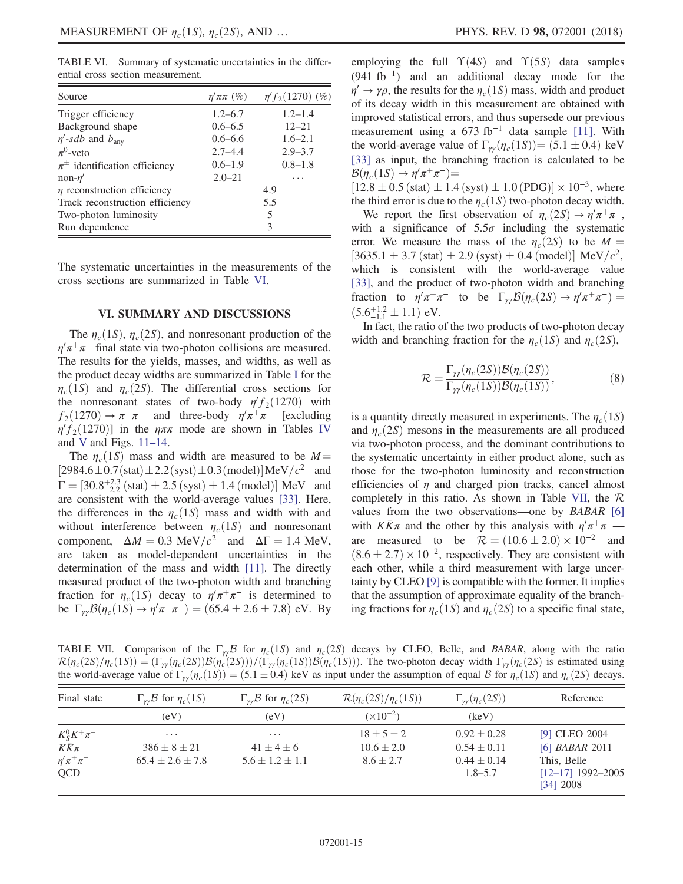TABLE VI. Summary of systematic uncertainties in the differential cross section measurement.

| Source | $\eta'\pi\pi$ (%) | $\eta' f_2(1270)$ (%) |
|---|---|---|
| Trigger efficiency | 1.2–6.7 | 1.2–1.4 |
| Background shape | 0.6–6.5 | 12–21 |
| $\eta'$-*sdb* and $b_{\rm any}$ | 0.6–6.6 | 1.6–2.1 |
| $\pi^0$-veto | 2.7–4.4 | 2.9–3.7 |
| $\pi^{\pm}$ identification efficiency | 0.6–1.9 | 0.8–1.8 |
| non-$\eta'$ | 2.0–21 | … |
| $\eta$ reconstruction efficiency | 4.9 | |
| Track reconstruction efficiency | 5.5 | |
| Two-photon luminosity | 5 | |
| Run dependence | 3 | |

The systematic uncertainties in the measurements of the cross sections are summarized in Table VI.

## VI. SUMMARY AND DISCUSSIONS

The $\eta_c(1S)$, $\eta_c(2S)$, and nonresonant production of the $\eta'\pi^+\pi^-$ final state via two-photon collisions are measured. The results for the yields, masses, and widths, as well as the product decay widths are summarized in Table I for the $\eta_c(1S)$ and $\eta_c(2S)$. The differential cross sections for the nonresonant states of two-body $\eta' f_2(1270)$ with $f_2(1270) \to \pi^+\pi^-$ and three-body $\eta'\pi^+\pi^-$ [excluding $\eta' f_2(1270)$] in the $\eta\pi\pi$ mode are shown in Tables IV and V and Figs. 11–14.

The $\eta_c(1S)$ mass and width are measured to be $M = [2984.6 \pm 0.7\,(\text{stat}) \pm 2.2\,(\text{syst}) \pm 0.3\,(\text{model})]\ \text{MeV}/c^2$ and $\Gamma = [30.8^{+2.3}_{-2.2}\,(\text{stat}) \pm 2.5\,(\text{syst}) \pm 1.4\,(\text{model})]$ MeV and are consistent with the world-average values [33]. Here, the differences in the $\eta_c(1S)$ mass and width with and without interference between $\eta_c(1S)$ and nonresonant component, $\Delta M = 0.3\ \text{MeV}/c^2$ and $\Delta\Gamma = 1.4$ MeV, are taken as model-dependent uncertainties in the determination of the mass and width [11]. The directly measured product of the two-photon width and branching fraction for $\eta_c(1S)$ decay to $\eta'\pi^+\pi^-$ is determined to be $\Gamma_{\gamma\gamma}\mathcal{B}(\eta_c(1S) \to \eta'\pi^+\pi^-) = (65.4 \pm 2.6 \pm 7.8)$ eV. By employing the full $\Upsilon(4S)$ and $\Upsilon(5S)$ data samples (941 $\text{fb}^{-1}$) and an additional decay mode for the $\eta' \to \gamma\rho$, the results for the $\eta_c(1S)$ mass, width and product of its decay width in this measurement are obtained with improved statistical errors, and thus supersede our previous measurement using a 673 $\text{fb}^{-1}$ data sample [11]. With the world-average value of $\Gamma_{\gamma\gamma}(\eta_c(1S)) = (5.1 \pm 0.4)$ keV [33] as input, the branching fraction is calculated to be $\mathcal{B}(\eta_c(1S) \to \eta'\pi^+\pi^-) = [12.8 \pm 0.5\,(\text{stat}) \pm 1.4\,(\text{syst}) \pm 1.0\,(\text{PDG})] \times 10^{-3}$, where the third error is due to the $\eta_c(1S)$ two-photon decay width.

We report the first observation of $\eta_c(2S) \to \eta'\pi^+\pi^-$, with a significance of $5.5\sigma$ including the systematic error. We measure the mass of the $\eta_c(2S)$ to be $M = [3635.1 \pm 3.7\,(\text{stat}) \pm 2.9\,(\text{syst}) \pm 0.4\,(\text{model})]\ \text{MeV}/c^2$, which is consistent with the world-average value [33], and the product of two-photon width and branching fraction to $\eta'\pi^+\pi^-$ to be $\Gamma_{\gamma\gamma}\mathcal{B}(\eta_c(2S) \to \eta'\pi^+\pi^-) = (5.6^{+1.2}_{-1.1} \pm 1.1)$ eV.

In fact, the ratio of the two products of two-photon decay width and branching fraction for the $\eta_c(1S)$ and $\eta_c(2S)$,

$$\mathcal{R} = \frac{\Gamma_{\gamma\gamma}(\eta_c(2S))\mathcal{B}(\eta_c(2S))}{\Gamma_{\gamma\gamma}(\eta_c(1S))\mathcal{B}(\eta_c(1S))}, \tag{8}$$

is a quantity directly measured in experiments. The $\eta_c(1S)$ and $\eta_c(2S)$ mesons in the measurements are all produced via two-photon process, and the dominant contributions to the systematic uncertainty in either product alone, such as those for the two-photon luminosity and reconstruction efficiencies of $\eta$ and charged pion tracks, cancel almost completely in this ratio. As shown in Table VII, the $\mathcal{R}$ values from the two observations—one by *BABAR* [6] with $K\bar{K}\pi$ and the other by this analysis with $\eta'\pi^+\pi^-$—are measured to be $\mathcal{R} = (10.6 \pm 2.0) \times 10^{-2}$ and $(8.6 \pm 2.7) \times 10^{-2}$, respectively. They are consistent with each other, while a third measurement with large uncertainty by CLEO [9] is compatible with the former. It implies that the assumption of approximate equality of the branching fractions for $\eta_c(1S)$ and $\eta_c(2S)$ to a specific final state,

TABLE VII. Comparison of the $\Gamma_{\gamma\gamma}\mathcal{B}$ for $\eta_c(1S)$ and $\eta_c(2S)$ decays by CLEO, Belle, and *BABAR*, along with the ratio $\mathcal{R}(\eta_c(2S)/\eta_c(1S)) = (\Gamma_{\gamma\gamma}(\eta_c(2S))\mathcal{B}(\eta_c(2S)))/(\Gamma_{\gamma\gamma}(\eta_c(1S))\mathcal{B}(\eta_c(1S)))$. The two-photon decay width $\Gamma_{\gamma\gamma}(\eta_c(2S))$ is estimated using the world-average value of $\Gamma_{\gamma\gamma}(\eta_c(1S)) = (5.1 \pm 0.4)$ keV as input under the assumption of equal $\mathcal{B}$ for $\eta_c(1S)$ and $\eta_c(2S)$ decays.

| Final state | $\Gamma_{\gamma\gamma}\mathcal{B}$ for $\eta_c(1S)$ | $\Gamma_{\gamma\gamma}\mathcal{B}$ for $\eta_c(2S)$ | $\mathcal{R}(\eta_c(2S)/\eta_c(1S))$ | $\Gamma_{\gamma\gamma}(\eta_c(2S))$ | Reference |
|---|---|---|---|---|---|
| | (eV) | (eV) | ($\times 10^{-2}$) | (keV) | |
| $K^0_S K^+\pi^-$ | … | … | $18 \pm 5 \pm 2$ | $0.92 \pm 0.28$ | [9] CLEO 2004 |
| $K\bar{K}\pi$ | $386 \pm 8 \pm 21$ | $41 \pm 4 \pm 6$ | $10.6 \pm 2.0$ | $0.54 \pm 0.11$ | [6] *BABAR* 2011 |
| $\eta'\pi^+\pi^-$ | $65.4 \pm 2.6 \pm 7.8$ | $5.6 \pm 1.2 \pm 1.1$ | $8.6 \pm 2.7$ | $0.44 \pm 0.14$ | This, Belle |
| QCD | | | | 1.8–5.7 | [12–17] 1992–2005 [34] 2008 |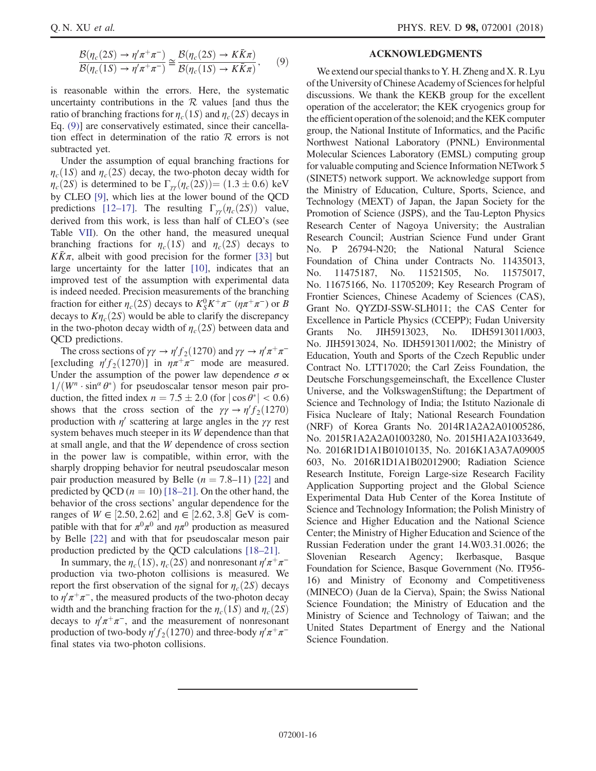$$\frac{\mathcal{B}(\eta_c(2S) \to \eta' \pi^+ \pi^-)}{\mathcal{B}(\eta_c(1S) \to \eta' \pi^+ \pi^-)} \cong \frac{\mathcal{B}(\eta_c(2S) \to K\bar{K}\pi)}{\mathcal{B}(\eta_c(1S) \to K\bar{K}\pi)}, \quad (9)$$

is reasonable within the errors. Here, the systematic uncertainty contributions in the $\mathcal{R}$ values [and thus the ratio of branching fractions for $\eta_c(1S)$ and $\eta_c(2S)$ decays in Eq. (9)] are conservatively estimated, since their cancellation effect in determination of the ratio $\mathcal{R}$ errors is not subtracted yet.

Under the assumption of equal branching fractions for $\eta_c(1S)$ and $\eta_c(2S)$ decay, the two-photon decay width for $\eta_c(2S)$ is determined to be $\Gamma_{\gamma\gamma}(\eta_c(2S)) = (1.3 \pm 0.6)$ keV by CLEO [9], which lies at the lower bound of the QCD predictions [12–17]. The resulting $\Gamma_{\gamma\gamma}(\eta_c(2S))$ value, derived from this work, is less than half of CLEO's (see Table VII). On the other hand, the measured unequal branching fractions for $\eta_c(1S)$ and $\eta_c(2S)$ decays to $K\bar{K}\pi$, albeit with good precision for the former [33] but large uncertainty for the latter [10], indicates that an improved test of the assumption with experimental data is indeed needed. Precision measurements of the branching fraction for either $\eta_c(2S)$ decays to $K_S^0 K^+ \pi^-$ ($\eta\pi^+\pi^-$) or $B$ decays to $K\eta_c(2S)$ would be able to clarify the discrepancy in the two-photon decay width of $\eta_c(2S)$ between data and QCD predictions.

The cross sections of $\gamma\gamma \to \eta' f_2(1270)$ and $\gamma\gamma \to \eta' \pi^+\pi^-$ [excluding $\eta' f_2(1270)$] in $\eta\pi^+\pi^-$ mode are measured. Under the assumption of the power law dependence $\sigma \propto 1/(W^n \cdot \sin^\alpha \theta^*)$ for pseudoscalar tensor meson pair production, the fitted index $n = 7.5 \pm 2.0$ (for $|\cos\theta^*| < 0.6$) shows that the cross section of the $\gamma\gamma \to \eta' f_2(1270)$ production with $\eta'$ scattering at large angles in the $\gamma\gamma$ rest system behaves much steeper in its $W$ dependence than that at small angle, and that the $W$ dependence of cross section in the power law is compatible, within error, with the sharply dropping behavior for neutral pseudoscalar meson pair production measured by Belle ($n = 7.8$–11) [22] and predicted by QCD ($n = 10$) [18–21]. On the other hand, the behavior of the cross sections' angular dependence for the ranges of $W \in [2.50, 2.62]$ and $\in [2.62, 3.8]$ GeV is compatible with that for $\pi^0\pi^0$ and $\eta\pi^0$ production as measured by Belle [22] and with that for pseudoscalar meson pair production predicted by the QCD calculations [18–21].

In summary, the $\eta_c(1S)$, $\eta_c(2S)$ and nonresonant $\eta'\pi^+\pi^-$ production via two-photon collisions is measured. We report the first observation of the signal for $\eta_c(2S)$ decays to $\eta'\pi^+\pi^-$, the measured products of the two-photon decay width and the branching fraction for the $\eta_c(1S)$ and $\eta_c(2S)$ decays to $\eta'\pi^+\pi^-$, and the measurement of nonresonant production of two-body $\eta' f_2(1270)$ and three-body $\eta'\pi^+\pi^-$ final states via two-photon collisions.

## ACKNOWLEDGMENTS

We extend our special thanks to Y. H. Zheng and X. R. Lyu of the University of Chinese Academy of Sciences for helpful discussions. We thank the KEKB group for the excellent operation of the accelerator; the KEK cryogenics group for the efficient operation of the solenoid; and the KEK computer group, the National Institute of Informatics, and the Pacific Northwest National Laboratory (PNNL) Environmental Molecular Sciences Laboratory (EMSL) computing group for valuable computing and Science Information NETwork 5 (SINET5) network support. We acknowledge support from the Ministry of Education, Culture, Sports, Science, and Technology (MEXT) of Japan, the Japan Society for the Promotion of Science (JSPS), and the Tau-Lepton Physics Research Center of Nagoya University; the Australian Research Council; Austrian Science Fund under Grant No. P 26794-N20; the National Natural Science Foundation of China under Contracts No. 11435013, No. 11475187, No. 11521505, No. 11575017, No. 11675166, No. 11705209; Key Research Program of Frontier Sciences, Chinese Academy of Sciences (CAS), Grant No. QYZDJ-SSW-SLH011; the CAS Center for Excellence in Particle Physics (CCEPP); Fudan University Grants No. JIH5913023, No. IDH5913011/003, No. JIH5913024, No. IDH5913011/002; the Ministry of Education, Youth and Sports of the Czech Republic under Contract No. LTT17020; the Carl Zeiss Foundation, the Deutsche Forschungsgemeinschaft, the Excellence Cluster Universe, and the VolkswagenStiftung; the Department of Science and Technology of India; the Istituto Nazionale di Fisica Nucleare of Italy; National Research Foundation (NRF) of Korea Grants No. 2014R1A2A2A01005286, No. 2015R1A2A2A01003280, No. 2015H1A2A1033649, No. 2016R1D1A1B01010135, No. 2016K1A3A7A09005603, No. 2016R1D1A1B02012900; Radiation Science Research Institute, Foreign Large-size Research Facility Application Supporting project and the Global Science Experimental Data Hub Center of the Korea Institute of Science and Technology Information; the Polish Ministry of Science and Higher Education and the National Science Center; the Ministry of Higher Education and Science of the Russian Federation under the grant 14.W03.31.0026; the Slovenian Research Agency; Ikerbasque, Basque Foundation for Science, Basque Government (No. IT956-16) and Ministry of Economy and Competitiveness (MINECO) (Juan de la Cierva), Spain; the Swiss National Science Foundation; the Ministry of Education and the Ministry of Science and Technology of Taiwan; and the United States Department of Energy and the National Science Foundation.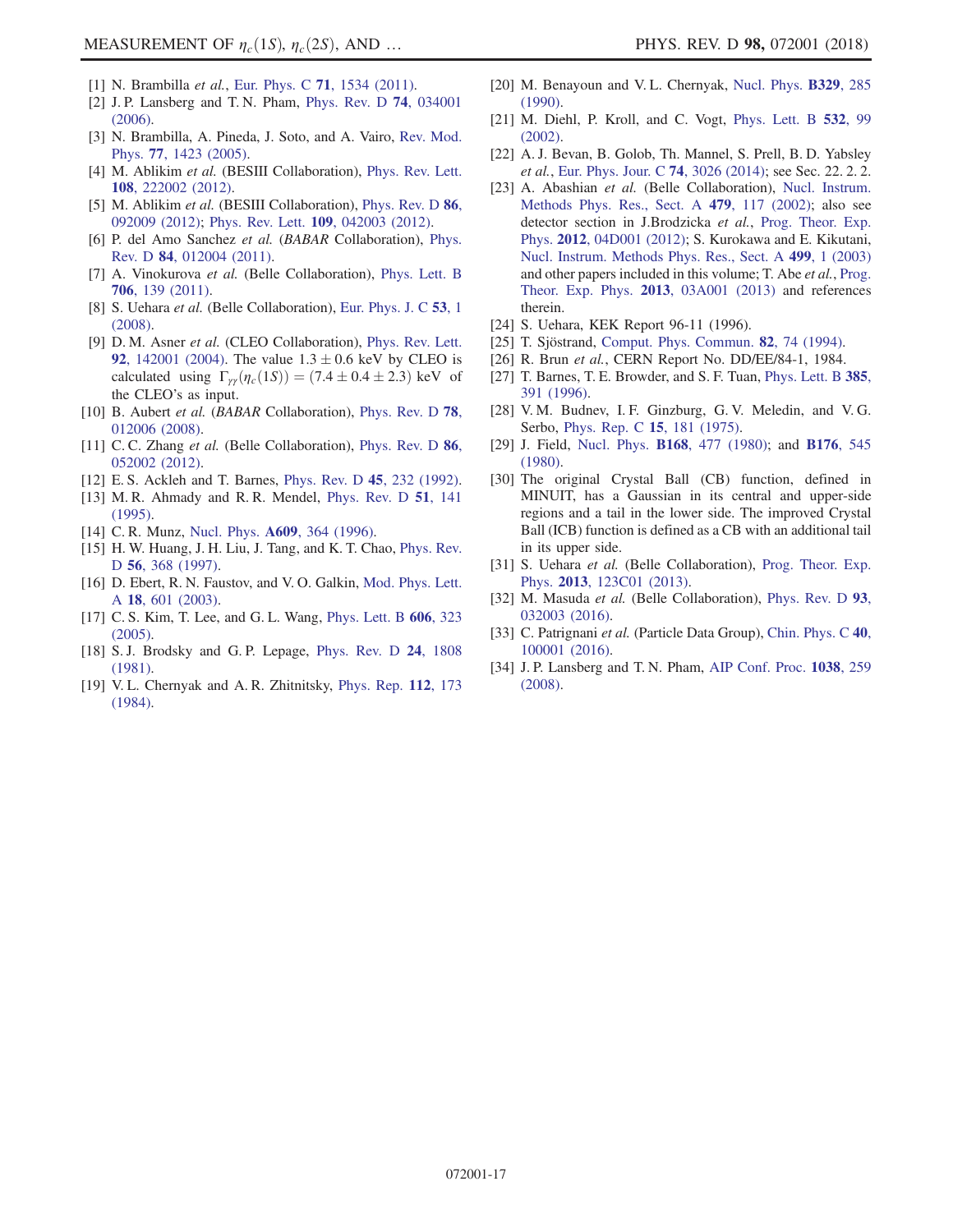[1] N. Brambilla *et al.*, Eur. Phys. C **71**, 1534 (2011).

[2] J. P. Lansberg and T. N. Pham, Phys. Rev. D **74**, 034001 (2006).

[3] N. Brambilla, A. Pineda, J. Soto, and A. Vairo, Rev. Mod. Phys. **77**, 1423 (2005).

[4] M. Ablikim *et al.* (BESIII Collaboration), Phys. Rev. Lett. **108**, 222002 (2012).

[5] M. Ablikim *et al.* (BESIII Collaboration), Phys. Rev. D **86**, 092009 (2012); Phys. Rev. Lett. **109**, 042003 (2012).

[6] P. del Amo Sanchez *et al.* (*BABAR* Collaboration), Phys. Rev. D **84**, 012004 (2011).

[7] A. Vinokurova *et al.* (Belle Collaboration), Phys. Lett. B **706**, 139 (2011).

[8] S. Uehara *et al.* (Belle Collaboration), Eur. Phys. J. C **53**, 1 (2008).

[9] D. M. Asner *et al.* (CLEO Collaboration), Phys. Rev. Lett. **92**, 142001 (2004). The value $1.3 \pm 0.6$ keV by CLEO is calculated using $\Gamma_{\gamma\gamma}(\eta_c(1S)) = (7.4 \pm 0.4 \pm 2.3)$ keV of the CLEO's as input.

[10] B. Aubert *et al.* (*BABAR* Collaboration), Phys. Rev. D **78**, 012006 (2008).

[11] C. C. Zhang *et al.* (Belle Collaboration), Phys. Rev. D **86**, 052002 (2012).

[12] E. S. Ackleh and T. Barnes, Phys. Rev. D **45**, 232 (1992).

[13] M. R. Ahmady and R. R. Mendel, Phys. Rev. D **51**, 141 (1995).

[14] C. R. Munz, Nucl. Phys. **A609**, 364 (1996).

[15] H. W. Huang, J. H. Liu, J. Tang, and K. T. Chao, Phys. Rev. D **56**, 368 (1997).

[16] D. Ebert, R. N. Faustov, and V. O. Galkin, Mod. Phys. Lett. A **18**, 601 (2003).

[17] C. S. Kim, T. Lee, and G. L. Wang, Phys. Lett. B **606**, 323 (2005).

[18] S. J. Brodsky and G. P. Lepage, Phys. Rev. D **24**, 1808 (1981).

[19] V. L. Chernyak and A. R. Zhitnitsky, Phys. Rep. **112**, 173 (1984).

[20] M. Benayoun and V. L. Chernyak, Nucl. Phys. **B329**, 285 (1990).

[21] M. Diehl, P. Kroll, and C. Vogt, Phys. Lett. B **532**, 99 (2002).

[22] A. J. Bevan, B. Golob, Th. Mannel, S. Prell, B. D. Yabsley *et al.*, Eur. Phys. Jour. C **74**, 3026 (2014); see Sec. 22. 2. 2.

[23] A. Abashian *et al.* (Belle Collaboration), Nucl. Instrum. Methods Phys. Res., Sect. A **479**, 117 (2002); also see detector section in J.Brodzicka *et al.*, Prog. Theor. Exp. Phys. **2012**, 04D001 (2012); S. Kurokawa and E. Kikutani, Nucl. Instrum. Methods Phys. Res., Sect. A **499**, 1 (2003) and other papers included in this volume; T. Abe *et al.*, Prog. Theor. Exp. Phys. **2013**, 03A001 (2013) and references therein.

[24] S. Uehara, KEK Report 96-11 (1996).

[25] T. Sjöstrand, Comput. Phys. Commun. **82**, 74 (1994).

[26] R. Brun *et al.*, CERN Report No. DD/EE/84-1, 1984.

[27] T. Barnes, T. E. Browder, and S. F. Tuan, Phys. Lett. B **385**, 391 (1996).

[28] V. M. Budnev, I. F. Ginzburg, G. V. Meledin, and V. G. Serbo, Phys. Rep. C **15**, 181 (1975).

[29] J. Field, Nucl. Phys. **B168**, 477 (1980); and **B176**, 545 (1980).

[30] The original Crystal Ball (CB) function, defined in MINUIT, has a Gaussian in its central and upper-side regions and a tail in the lower side. The improved Crystal Ball (ICB) function is defined as a CB with an additional tail in its upper side.

[31] S. Uehara *et al.* (Belle Collaboration), Prog. Theor. Exp. Phys. **2013**, 123C01 (2013).

[32] M. Masuda *et al.* (Belle Collaboration), Phys. Rev. D **93**, 032003 (2016).

[33] C. Patrignani *et al.* (Particle Data Group), Chin. Phys. C **40**, 100001 (2016).

[34] J. P. Lansberg and T. N. Pham, AIP Conf. Proc. **1038**, 259 (2008).